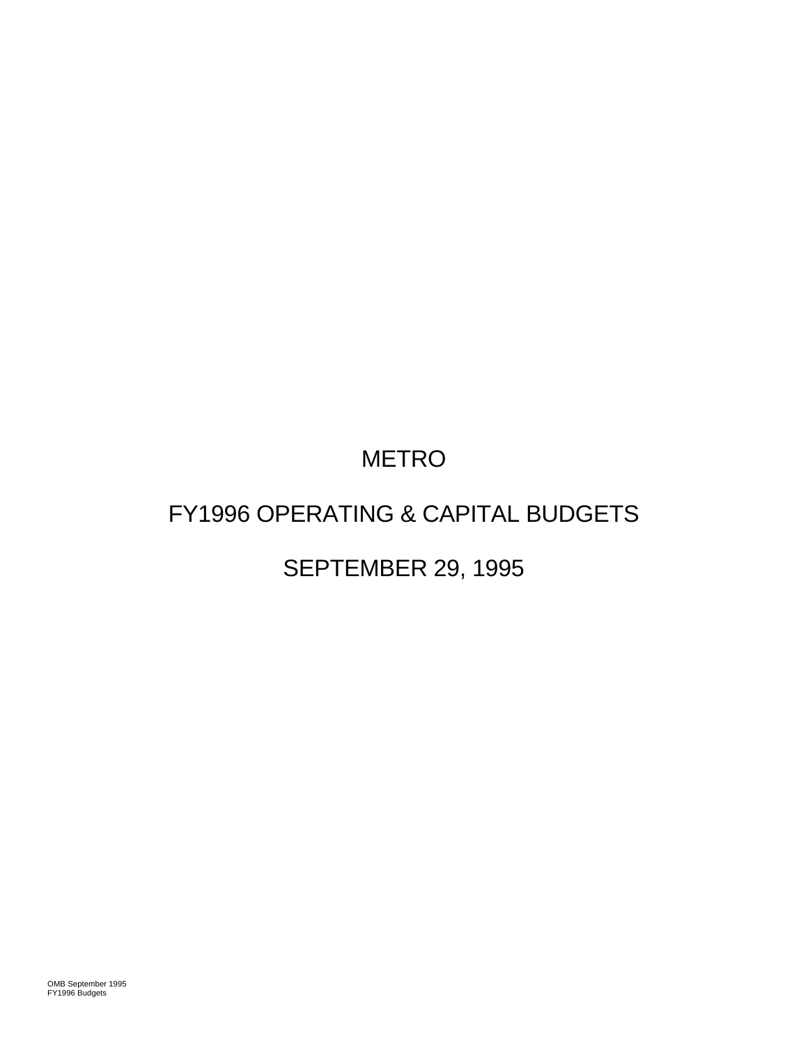# METRO

## FY1996 OPERATING & CAPITAL BUDGETS

## SEPTEMBER 29, 1995

OMB September 1995
FY1996 Budgets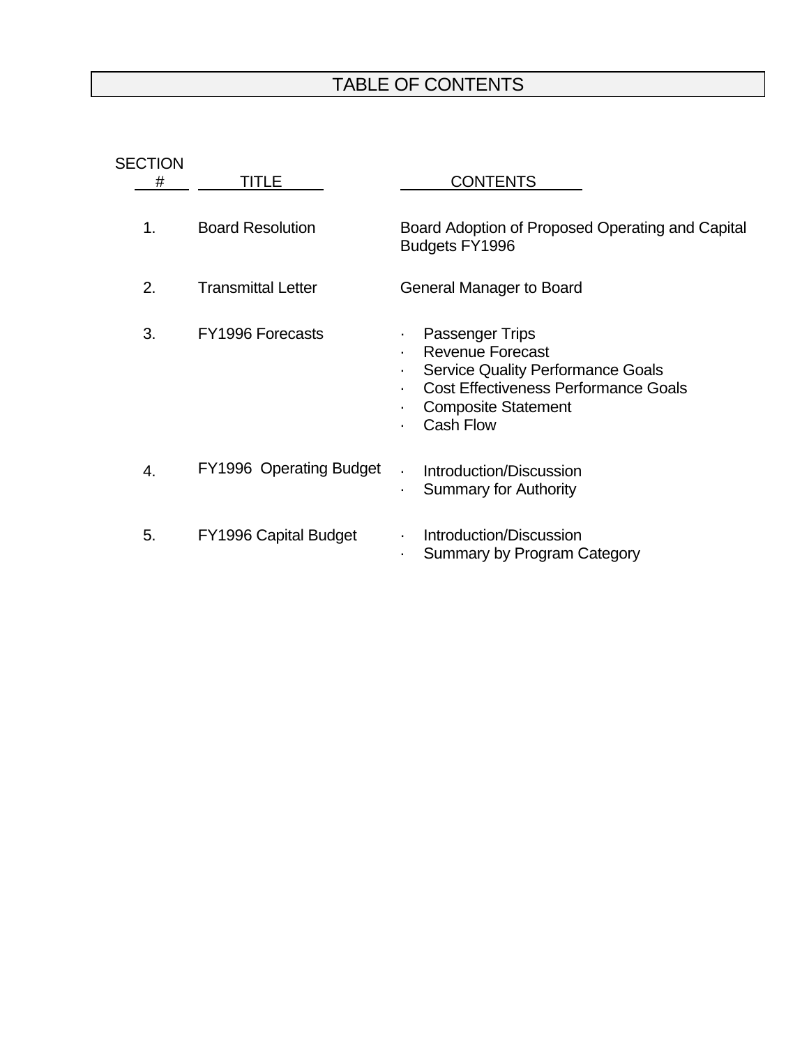# TABLE OF CONTENTS

| SECTION # | TITLE | CONTENTS |
|---|---|---|
| 1. | Board Resolution | Board Adoption of Proposed Operating and Capital Budgets FY1996 |
| 2. | Transmittal Letter | General Manager to Board |
| 3. | FY1996 Forecasts | · Passenger Trips<br>· Revenue Forecast<br>· Service Quality Performance Goals<br>· Cost Effectiveness Performance Goals<br>· Composite Statement<br>· Cash Flow |
| 4. | FY1996 Operating Budget | · Introduction/Discussion<br>· Summary for Authority |
| 5. | FY1996 Capital Budget | · Introduction/Discussion<br>· Summary by Program Category |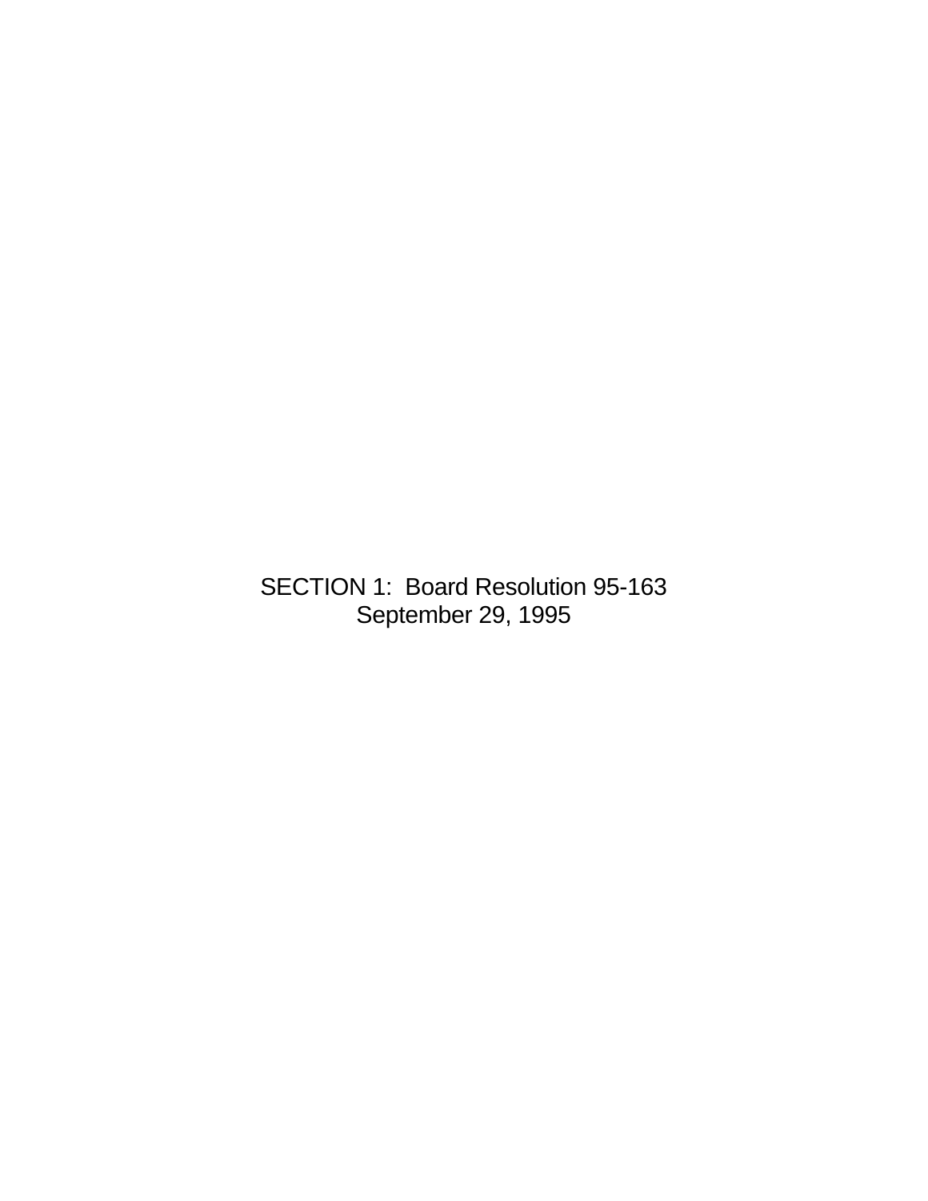# SECTION 1: Board Resolution 95-163

September 29, 1995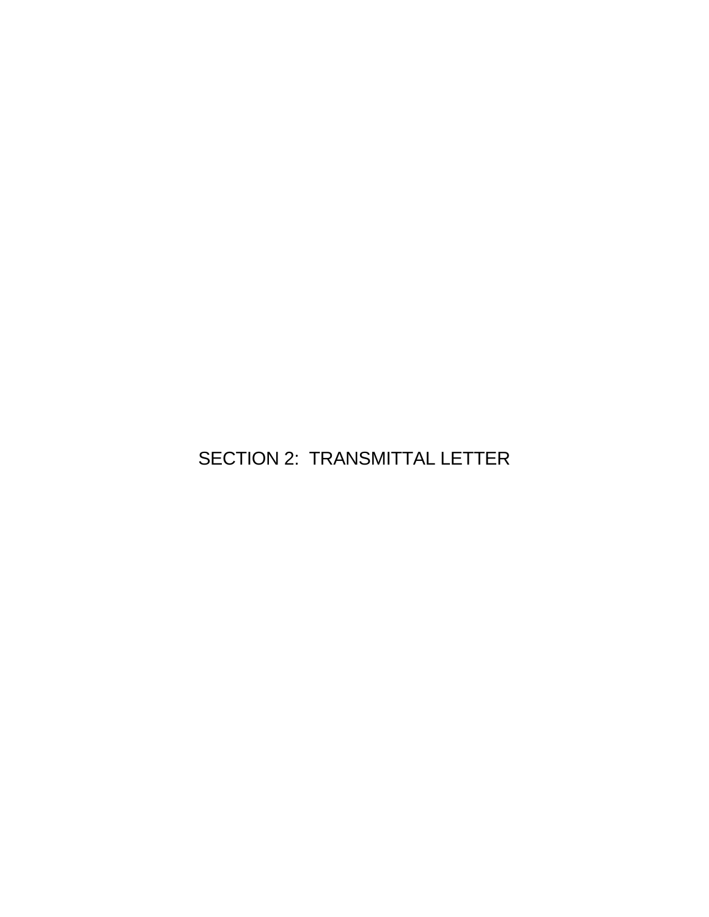# SECTION 2: TRANSMITTAL LETTER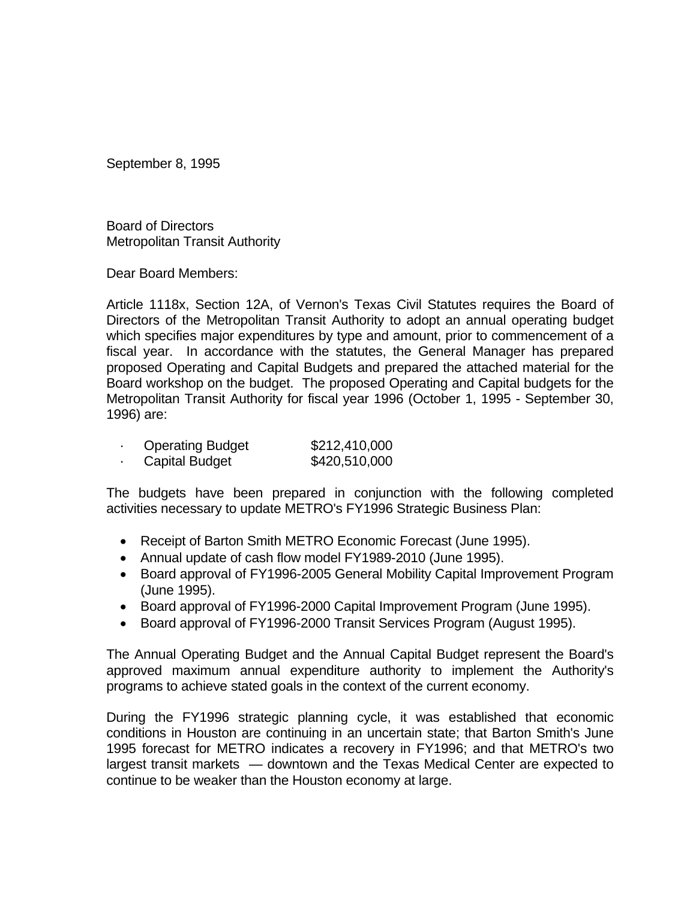September 8, 1995

Board of Directors
Metropolitan Transit Authority

Dear Board Members:

Article 1118x, Section 12A, of Vernon's Texas Civil Statutes requires the Board of Directors of the Metropolitan Transit Authority to adopt an annual operating budget which specifies major expenditures by type and amount, prior to commencement of a fiscal year. In accordance with the statutes, the General Manager has prepared proposed Operating and Capital Budgets and prepared the attached material for the Board workshop on the budget. The proposed Operating and Capital budgets for the Metropolitan Transit Authority for fiscal year 1996 (October 1, 1995 - September 30, 1996) are:

- Operating Budget $212,410,000
- Capital Budget $420,510,000

The budgets have been prepared in conjunction with the following completed activities necessary to update METRO's FY1996 Strategic Business Plan:

- Receipt of Barton Smith METRO Economic Forecast (June 1995).
- Annual update of cash flow model FY1989-2010 (June 1995).
- Board approval of FY1996-2005 General Mobility Capital Improvement Program (June 1995).
- Board approval of FY1996-2000 Capital Improvement Program (June 1995).
- Board approval of FY1996-2000 Transit Services Program (August 1995).

The Annual Operating Budget and the Annual Capital Budget represent the Board's approved maximum annual expenditure authority to implement the Authority's programs to achieve stated goals in the context of the current economy.

During the FY1996 strategic planning cycle, it was established that economic conditions in Houston are continuing in an uncertain state; that Barton Smith's June 1995 forecast for METRO indicates a recovery in FY1996; and that METRO's two largest transit markets — downtown and the Texas Medical Center are expected to continue to be weaker than the Houston economy at large.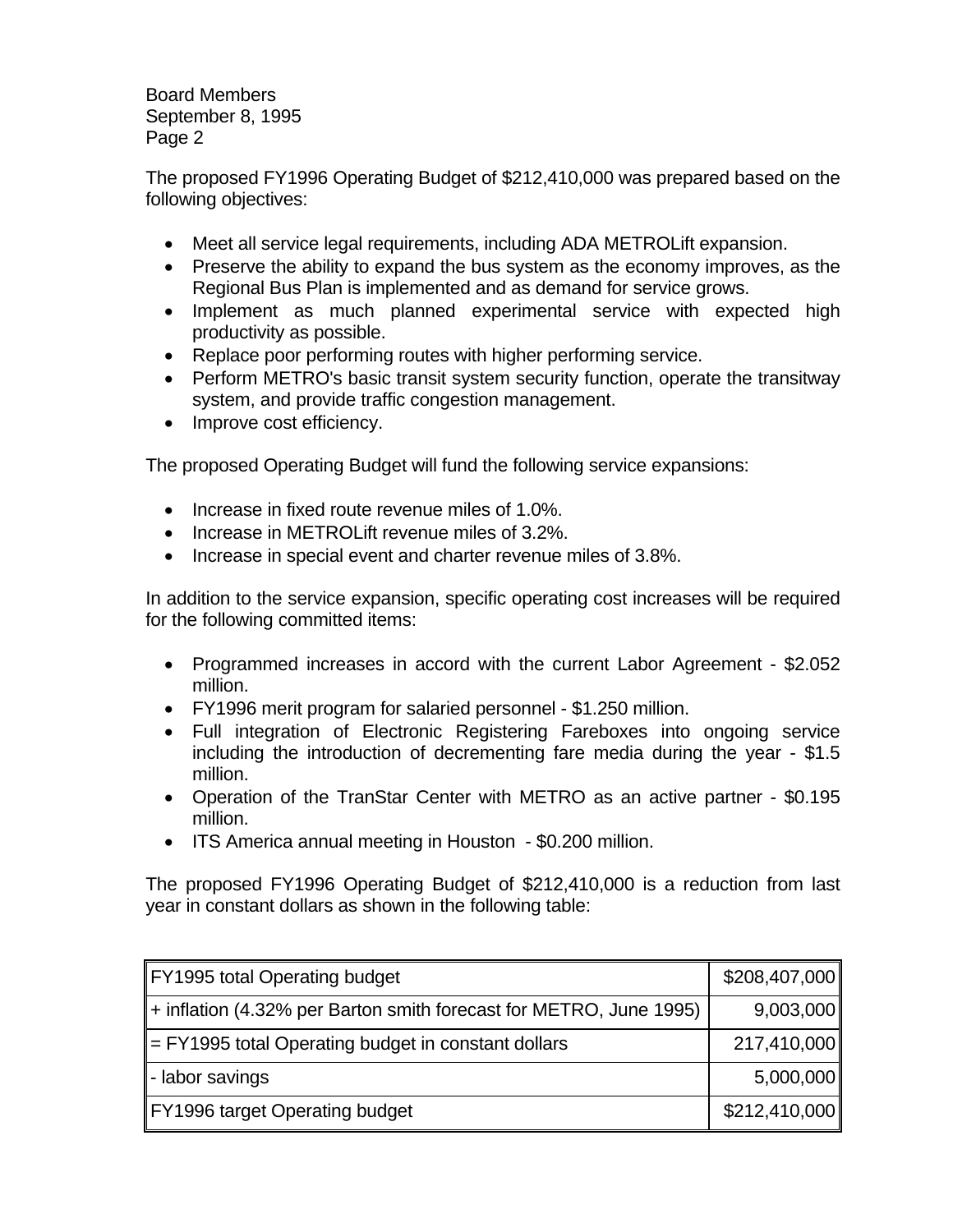Board Members
September 8, 1995
Page 2

The proposed FY1996 Operating Budget of $212,410,000 was prepared based on the following objectives:

- Meet all service legal requirements, including ADA METROLift expansion.
- Preserve the ability to expand the bus system as the economy improves, as the Regional Bus Plan is implemented and as demand for service grows.
- Implement as much planned experimental service with expected high productivity as possible.
- Replace poor performing routes with higher performing service.
- Perform METRO's basic transit system security function, operate the transitway system, and provide traffic congestion management.
- Improve cost efficiency.

The proposed Operating Budget will fund the following service expansions:

- Increase in fixed route revenue miles of 1.0%.
- Increase in METROLift revenue miles of 3.2%.
- Increase in special event and charter revenue miles of 3.8%.

In addition to the service expansion, specific operating cost increases will be required for the following committed items:

- Programmed increases in accord with the current Labor Agreement - $2.052 million.
- FY1996 merit program for salaried personnel - $1.250 million.
- Full integration of Electronic Registering Fareboxes into ongoing service including the introduction of decrementing fare media during the year - $1.5 million.
- Operation of the TranStar Center with METRO as an active partner - $0.195 million.
- ITS America annual meeting in Houston - $0.200 million.

The proposed FY1996 Operating Budget of $212,410,000 is a reduction from last year in constant dollars as shown in the following table:

| | |
|---|---:|
| FY1995 total Operating budget | $208,407,000 |
| + inflation (4.32% per Barton smith forecast for METRO, June 1995) | 9,003,000 |
| = FY1995 total Operating budget in constant dollars | 217,410,000 |
| - labor savings | 5,000,000 |
| FY1996 target Operating budget | $212,410,000 |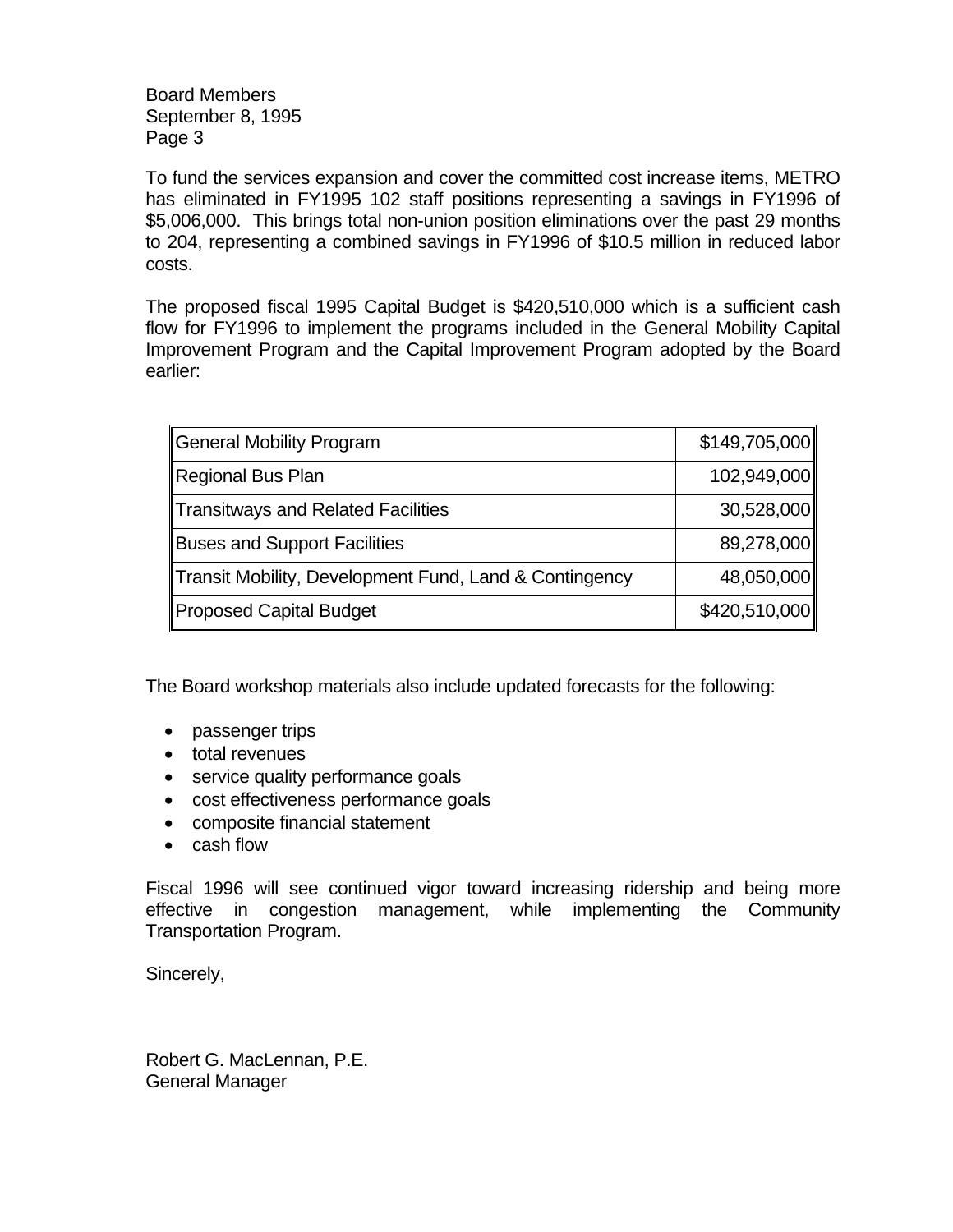Board Members
September 8, 1995
Page 3

To fund the services expansion and cover the committed cost increase items, METRO has eliminated in FY1995 102 staff positions representing a savings in FY1996 of $5,006,000. This brings total non-union position eliminations over the past 29 months to 204, representing a combined savings in FY1996 of $10.5 million in reduced labor costs.

The proposed fiscal 1995 Capital Budget is $420,510,000 which is a sufficient cash flow for FY1996 to implement the programs included in the General Mobility Capital Improvement Program and the Capital Improvement Program adopted by the Board earlier:

| Item | Amount |
|---|---:|
| General Mobility Program | $149,705,000 |
| Regional Bus Plan | 102,949,000 |
| Transitways and Related Facilities | 30,528,000 |
| Buses and Support Facilities | 89,278,000 |
| Transit Mobility, Development Fund, Land & Contingency | 48,050,000 |
| Proposed Capital Budget | $420,510,000 |

The Board workshop materials also include updated forecasts for the following:

- passenger trips
- total revenues
- service quality performance goals
- cost effectiveness performance goals
- composite financial statement
- cash flow

Fiscal 1996 will see continued vigor toward increasing ridership and being more effective in congestion management, while implementing the Community Transportation Program.

Sincerely,

Robert G. MacLennan, P.E.
General Manager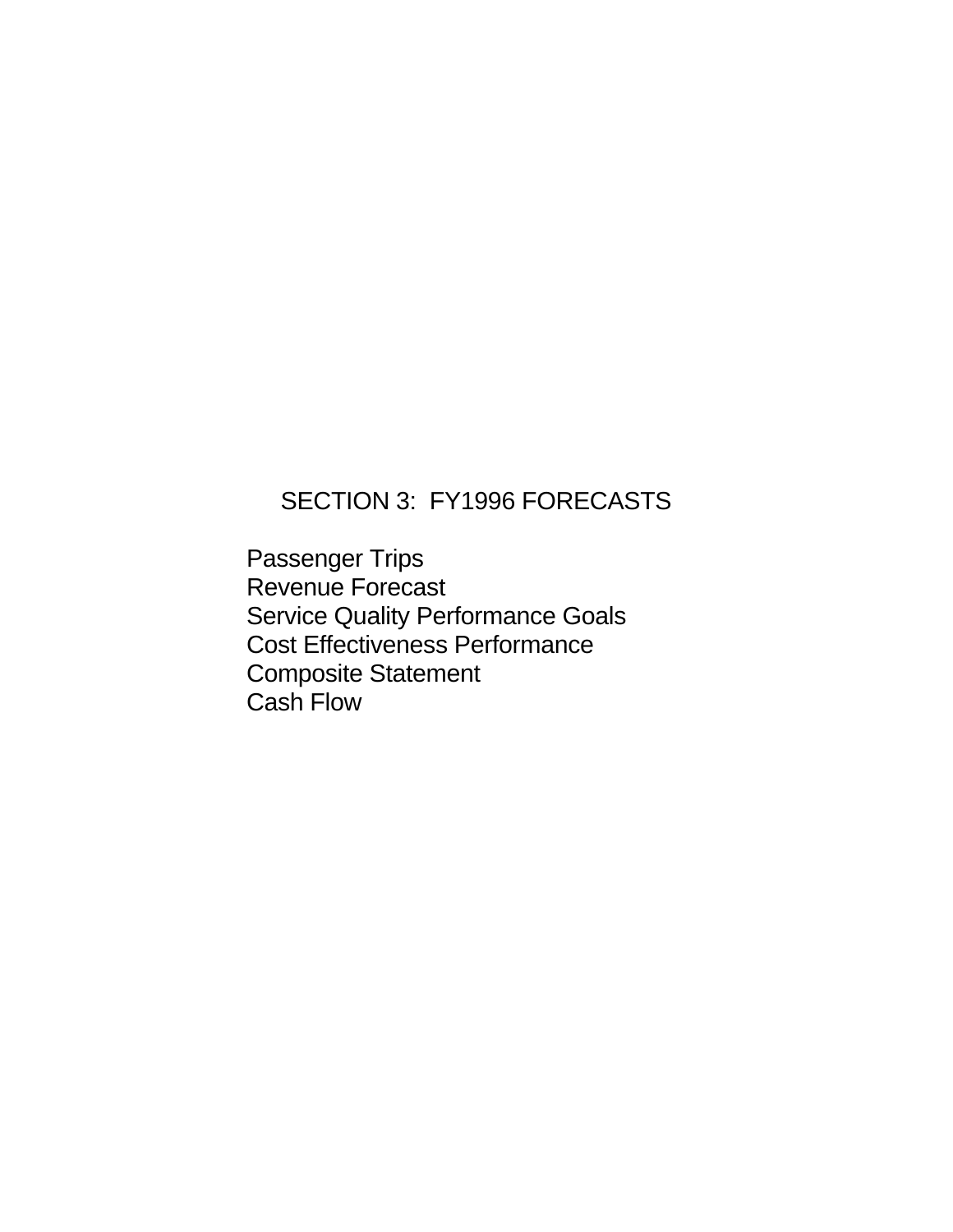# SECTION 3: FY1996 FORECASTS

Passenger Trips
Revenue Forecast
Service Quality Performance Goals
Cost Effectiveness Performance
Composite Statement
Cash Flow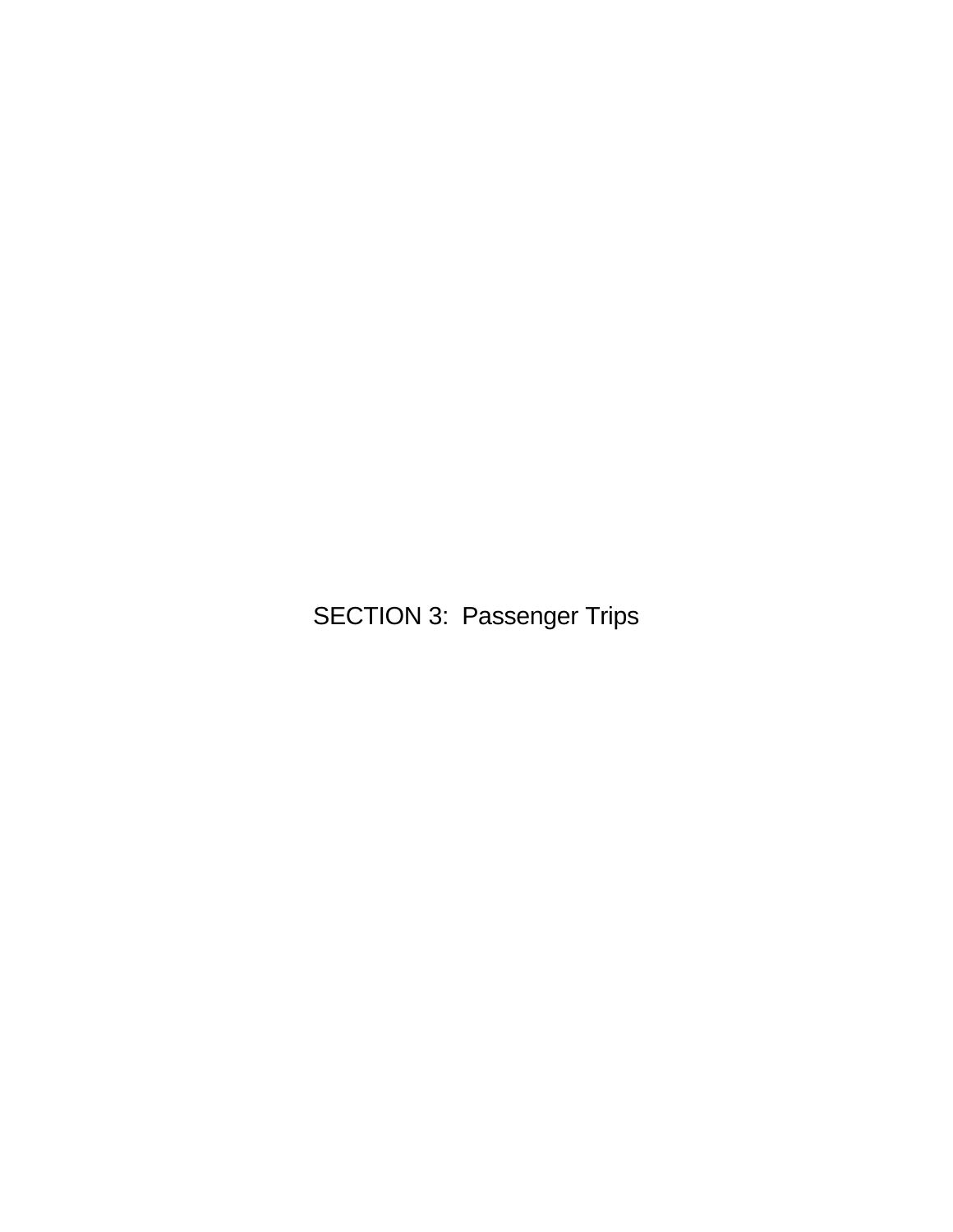# SECTION 3: Passenger Trips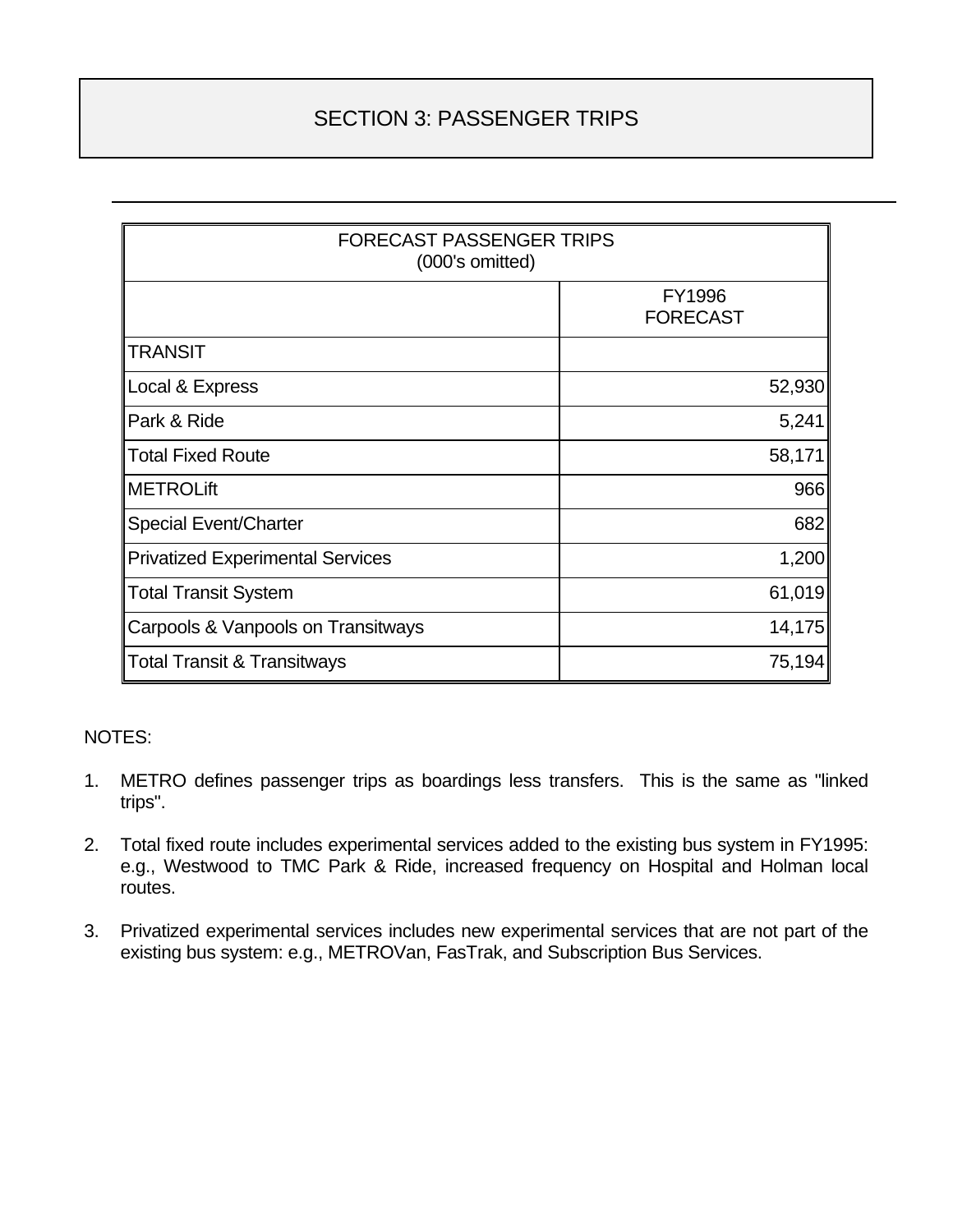# SECTION 3: PASSENGER TRIPS

| FORECAST PASSENGER TRIPS (000's omitted) | |
|---|---|
| | FY1996 FORECAST |
| TRANSIT | |
| Local & Express | 52,930 |
| Park & Ride | 5,241 |
| Total Fixed Route | 58,171 |
| METROLift | 966 |
| Special Event/Charter | 682 |
| Privatized Experimental Services | 1,200 |
| Total Transit System | 61,019 |
| Carpools & Vanpools on Transitways | 14,175 |
| Total Transit & Transitways | 75,194 |

NOTES:

1. METRO defines passenger trips as boardings less transfers. This is the same as "linked trips".
2. Total fixed route includes experimental services added to the existing bus system in FY1995: e.g., Westwood to TMC Park & Ride, increased frequency on Hospital and Holman local routes.
3. Privatized experimental services includes new experimental services that are not part of the existing bus system: e.g., METROVan, FasTrak, and Subscription Bus Services.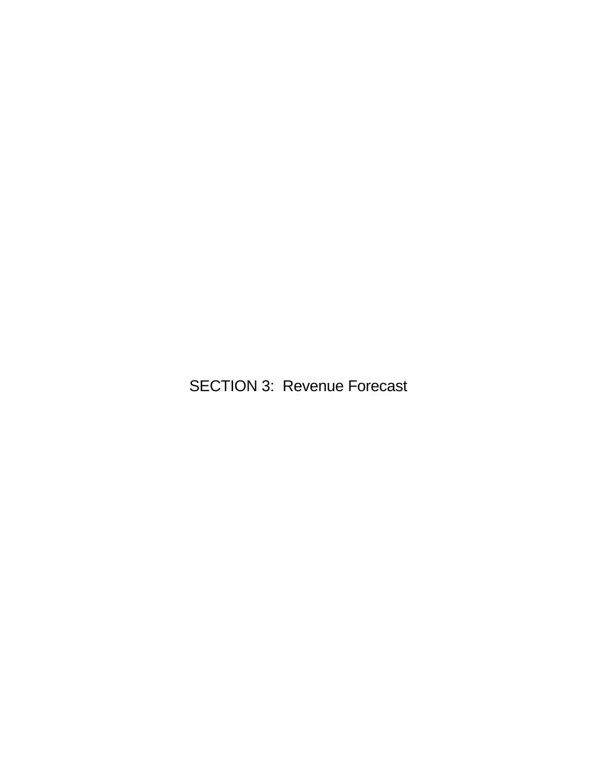# SECTION 3: Revenue Forecast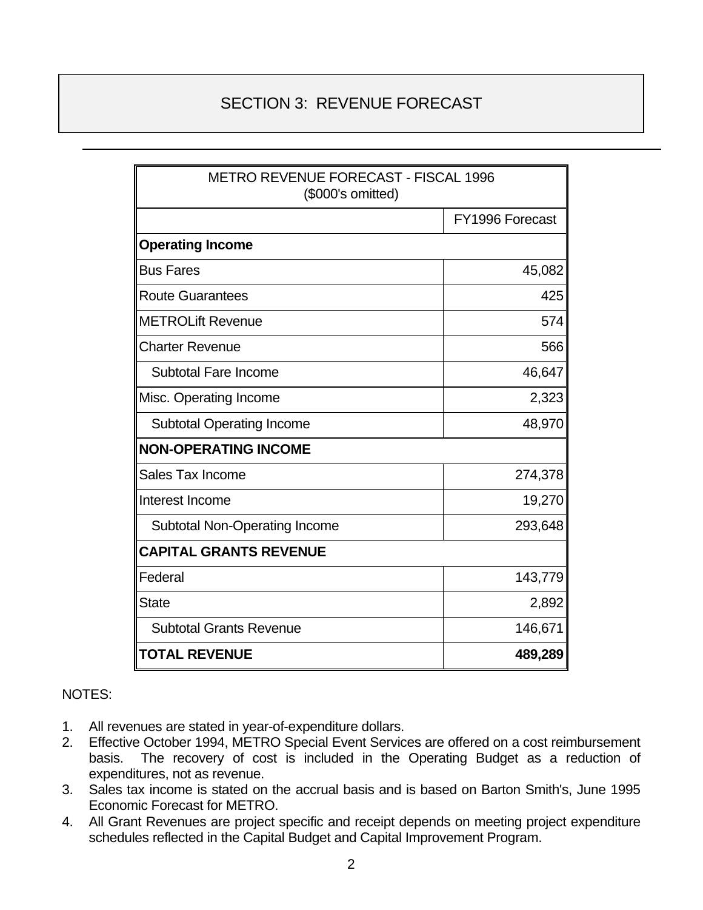# SECTION 3: REVENUE FORECAST

| METRO REVENUE FORECAST - FISCAL 1996 ($000's omitted) | |
|---|---|
| | FY1996 Forecast |
| **Operating Income** | |
| Bus Fares | 45,082 |
| Route Guarantees | 425 |
| METROLift Revenue | 574 |
| Charter Revenue | 566 |
| Subtotal Fare Income | 46,647 |
| Misc. Operating Income | 2,323 |
| Subtotal Operating Income | 48,970 |
| **NON-OPERATING INCOME** | |
| Sales Tax Income | 274,378 |
| Interest Income | 19,270 |
| Subtotal Non-Operating Income | 293,648 |
| **CAPITAL GRANTS REVENUE** | |
| Federal | 143,779 |
| State | 2,892 |
| Subtotal Grants Revenue | 146,671 |
| **TOTAL REVENUE** | **489,289** |

NOTES:

1. All revenues are stated in year-of-expenditure dollars.
2. Effective October 1994, METRO Special Event Services are offered on a cost reimbursement basis. The recovery of cost is included in the Operating Budget as a reduction of expenditures, not as revenue.
3. Sales tax income is stated on the accrual basis and is based on Barton Smith's, June 1995 Economic Forecast for METRO.
4. All Grant Revenues are project specific and receipt depends on meeting project expenditure schedules reflected in the Capital Budget and Capital Improvement Program.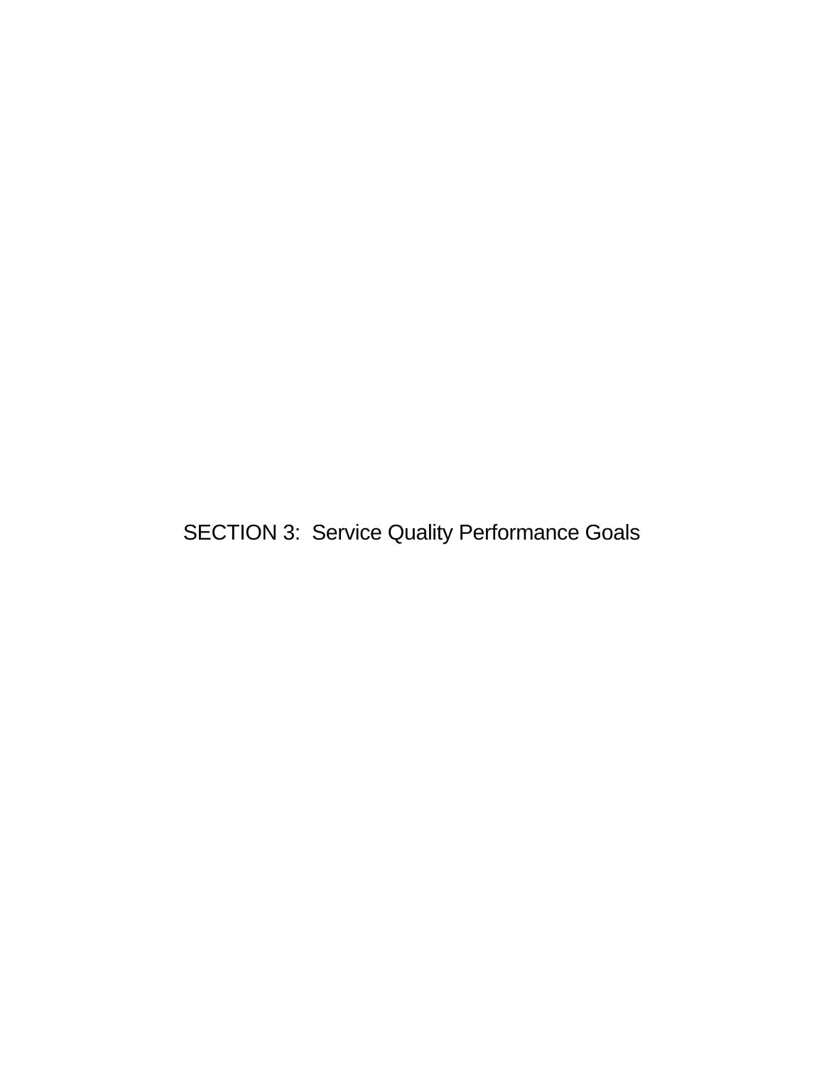# SECTION 3: Service Quality Performance Goals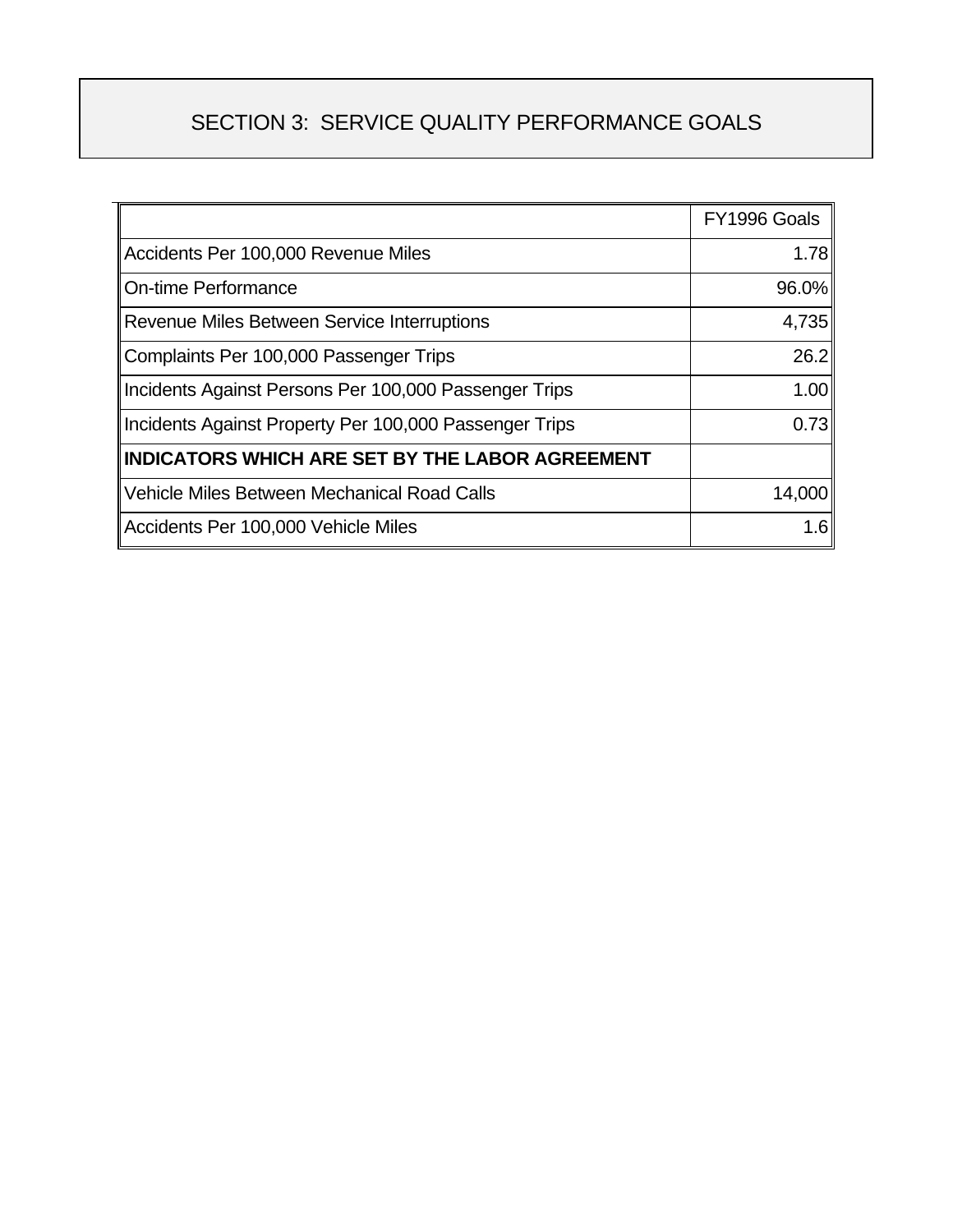# SECTION 3: SERVICE QUALITY PERFORMANCE GOALS

| | FY1996 Goals |
|---|---|
| Accidents Per 100,000 Revenue Miles | 1.78 |
| On-time Performance | 96.0% |
| Revenue Miles Between Service Interruptions | 4,735 |
| Complaints Per 100,000 Passenger Trips | 26.2 |
| Incidents Against Persons Per 100,000 Passenger Trips | 1.00 |
| Incidents Against Property Per 100,000 Passenger Trips | 0.73 |
| **INDICATORS WHICH ARE SET BY THE LABOR AGREEMENT** | |
| Vehicle Miles Between Mechanical Road Calls | 14,000 |
| Accidents Per 100,000 Vehicle Miles | 1.6 |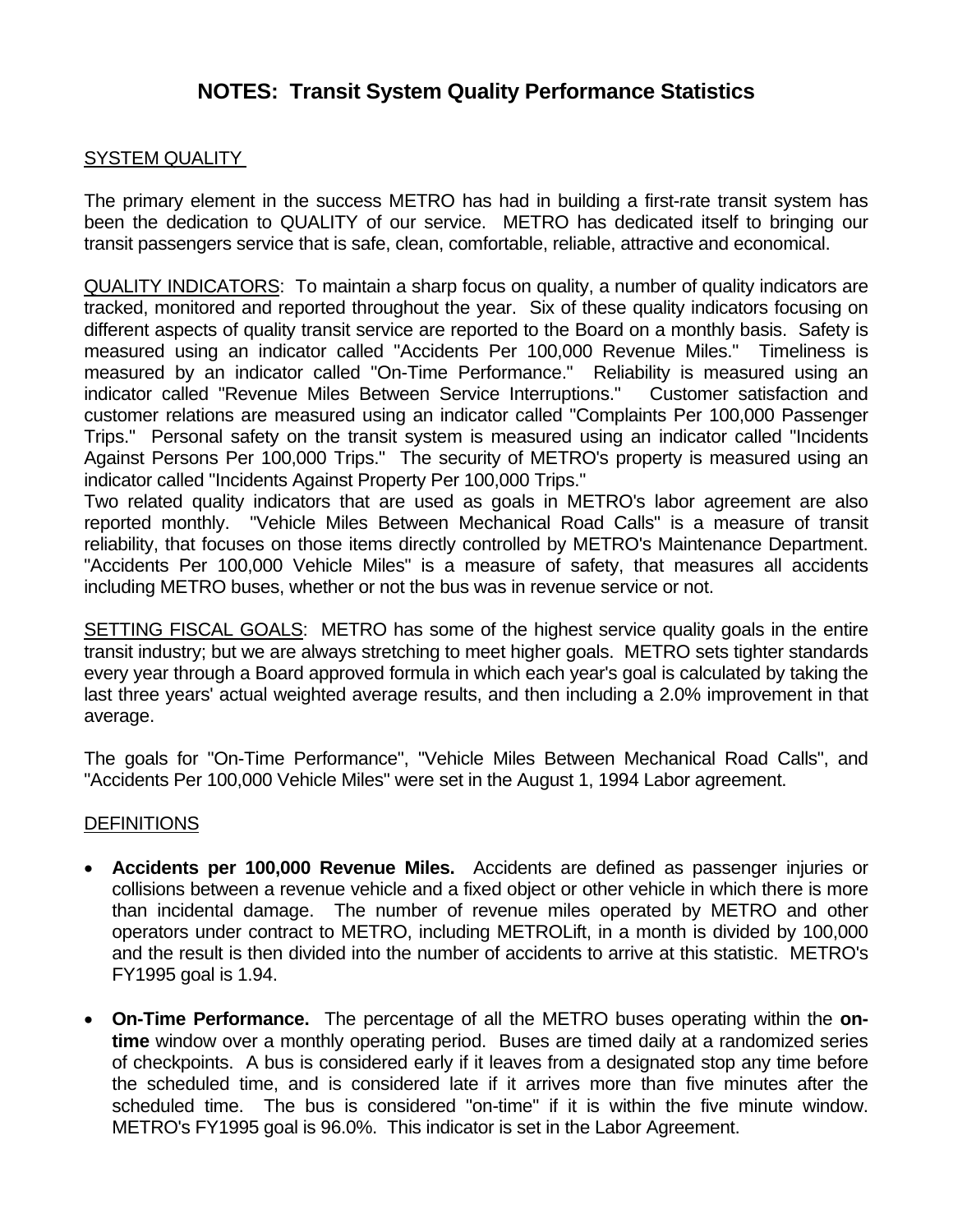# NOTES: Transit System Quality Performance Statistics

SYSTEM QUALITY

The primary element in the success METRO has had in building a first-rate transit system has been the dedication to QUALITY of our service. METRO has dedicated itself to bringing our transit passengers service that is safe, clean, comfortable, reliable, attractive and economical.

QUALITY INDICATORS: To maintain a sharp focus on quality, a number of quality indicators are tracked, monitored and reported throughout the year. Six of these quality indicators focusing on different aspects of quality transit service are reported to the Board on a monthly basis. Safety is measured using an indicator called "Accidents Per 100,000 Revenue Miles." Timeliness is measured by an indicator called "On-Time Performance." Reliability is measured using an indicator called "Revenue Miles Between Service Interruptions." Customer satisfaction and customer relations are measured using an indicator called "Complaints Per 100,000 Passenger Trips." Personal safety on the transit system is measured using an indicator called "Incidents Against Persons Per 100,000 Trips." The security of METRO's property is measured using an indicator called "Incidents Against Property Per 100,000 Trips."
Two related quality indicators that are used as goals in METRO's labor agreement are also reported monthly. "Vehicle Miles Between Mechanical Road Calls" is a measure of transit reliability, that focuses on those items directly controlled by METRO's Maintenance Department. "Accidents Per 100,000 Vehicle Miles" is a measure of safety, that measures all accidents including METRO buses, whether or not the bus was in revenue service or not.

SETTING FISCAL GOALS: METRO has some of the highest service quality goals in the entire transit industry; but we are always stretching to meet higher goals. METRO sets tighter standards every year through a Board approved formula in which each year's goal is calculated by taking the last three years' actual weighted average results, and then including a 2.0% improvement in that average.

The goals for "On-Time Performance", "Vehicle Miles Between Mechanical Road Calls", and "Accidents Per 100,000 Vehicle Miles" were set in the August 1, 1994 Labor agreement.

DEFINITIONS

- **Accidents per 100,000 Revenue Miles.** Accidents are defined as passenger injuries or collisions between a revenue vehicle and a fixed object or other vehicle in which there is more than incidental damage. The number of revenue miles operated by METRO and other operators under contract to METRO, including METROLift, in a month is divided by 100,000 and the result is then divided into the number of accidents to arrive at this statistic. METRO's FY1995 goal is 1.94.

- **On-Time Performance.** The percentage of all the METRO buses operating within the **on-time** window over a monthly operating period. Buses are timed daily at a randomized series of checkpoints. A bus is considered early if it leaves from a designated stop any time before the scheduled time, and is considered late if it arrives more than five minutes after the scheduled time. The bus is considered "on-time" if it is within the five minute window. METRO's FY1995 goal is 96.0%. This indicator is set in the Labor Agreement.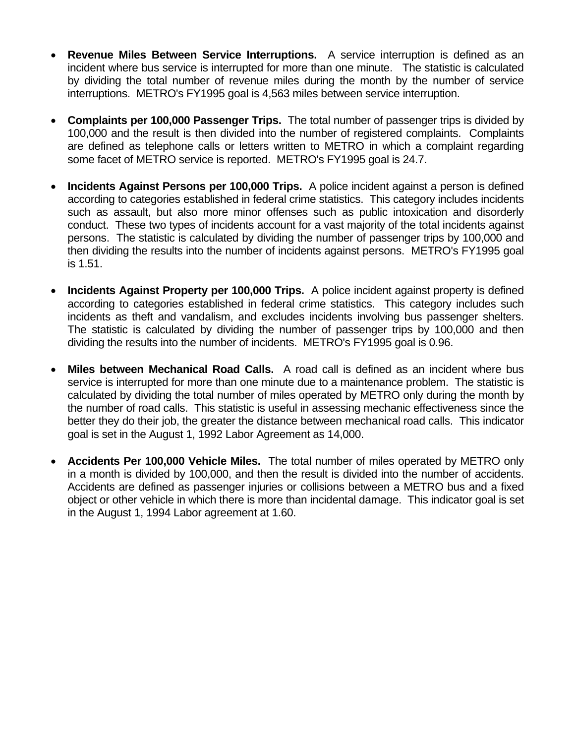- **Revenue Miles Between Service Interruptions.** A service interruption is defined as an incident where bus service is interrupted for more than one minute. The statistic is calculated by dividing the total number of revenue miles during the month by the number of service interruptions. METRO's FY1995 goal is 4,563 miles between service interruption.

- **Complaints per 100,000 Passenger Trips.** The total number of passenger trips is divided by 100,000 and the result is then divided into the number of registered complaints. Complaints are defined as telephone calls or letters written to METRO in which a complaint regarding some facet of METRO service is reported. METRO's FY1995 goal is 24.7.

- **Incidents Against Persons per 100,000 Trips.** A police incident against a person is defined according to categories established in federal crime statistics. This category includes incidents such as assault, but also more minor offenses such as public intoxication and disorderly conduct. These two types of incidents account for a vast majority of the total incidents against persons. The statistic is calculated by dividing the number of passenger trips by 100,000 and then dividing the results into the number of incidents against persons. METRO's FY1995 goal is 1.51.

- **Incidents Against Property per 100,000 Trips.** A police incident against property is defined according to categories established in federal crime statistics. This category includes such incidents as theft and vandalism, and excludes incidents involving bus passenger shelters. The statistic is calculated by dividing the number of passenger trips by 100,000 and then dividing the results into the number of incidents. METRO's FY1995 goal is 0.96.

- **Miles between Mechanical Road Calls.** A road call is defined as an incident where bus service is interrupted for more than one minute due to a maintenance problem. The statistic is calculated by dividing the total number of miles operated by METRO only during the month by the number of road calls. This statistic is useful in assessing mechanic effectiveness since the better they do their job, the greater the distance between mechanical road calls. This indicator goal is set in the August 1, 1992 Labor Agreement as 14,000.

- **Accidents Per 100,000 Vehicle Miles.** The total number of miles operated by METRO only in a month is divided by 100,000, and then the result is divided into the number of accidents. Accidents are defined as passenger injuries or collisions between a METRO bus and a fixed object or other vehicle in which there is more than incidental damage. This indicator goal is set in the August 1, 1994 Labor agreement at 1.60.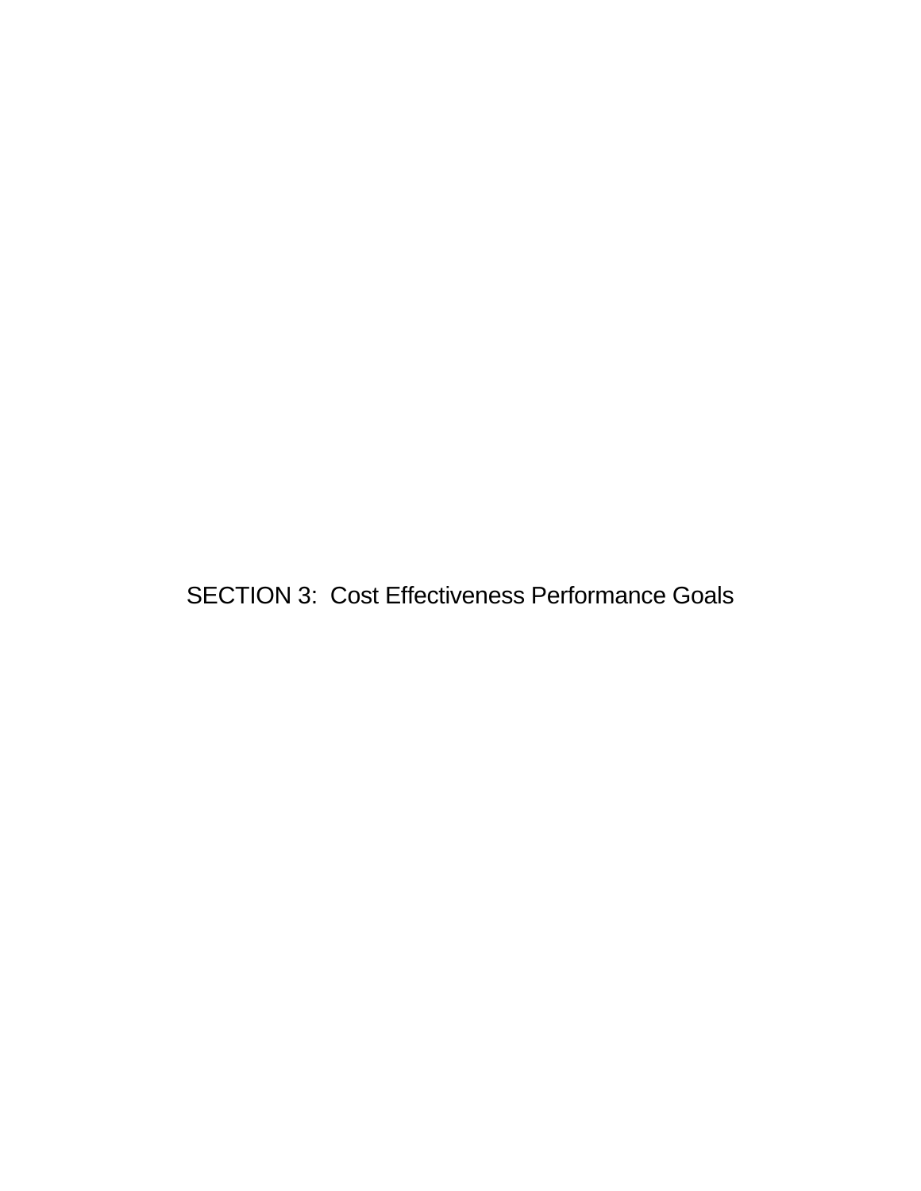# SECTION 3: Cost Effectiveness Performance Goals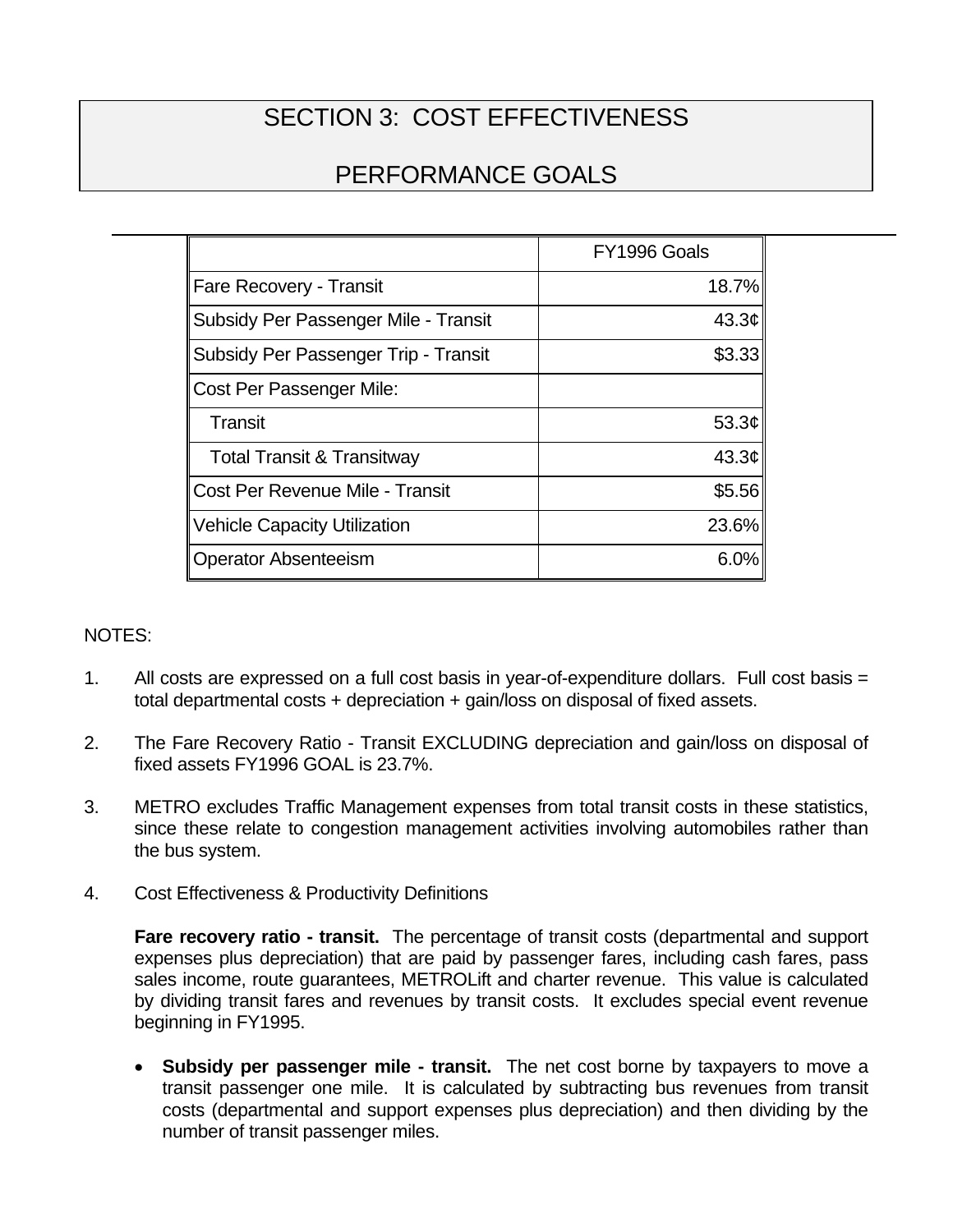# SECTION 3: COST EFFECTIVENESS

## PERFORMANCE GOALS

| | FY1996 Goals |
|---|---|
| Fare Recovery - Transit | 18.7% |
| Subsidy Per Passenger Mile - Transit | 43.3¢ |
| Subsidy Per Passenger Trip - Transit | $3.33 |
| Cost Per Passenger Mile: | |
| Transit | 53.3¢ |
| Total Transit & Transitway | 43.3¢ |
| Cost Per Revenue Mile - Transit | $5.56 |
| Vehicle Capacity Utilization | 23.6% |
| Operator Absenteeism | 6.0% |

NOTES:

1. All costs are expressed on a full cost basis in year-of-expenditure dollars. Full cost basis = total departmental costs + depreciation + gain/loss on disposal of fixed assets.

2. The Fare Recovery Ratio - Transit EXCLUDING depreciation and gain/loss on disposal of fixed assets FY1996 GOAL is 23.7%.

3. METRO excludes Traffic Management expenses from total transit costs in these statistics, since these relate to congestion management activities involving automobiles rather than the bus system.

4. Cost Effectiveness & Productivity Definitions

   **Fare recovery ratio - transit.** The percentage of transit costs (departmental and support expenses plus depreciation) that are paid by passenger fares, including cash fares, pass sales income, route guarantees, METROLift and charter revenue. This value is calculated by dividing transit fares and revenues by transit costs. It excludes special event revenue beginning in FY1995.

   - **Subsidy per passenger mile - transit.** The net cost borne by taxpayers to move a transit passenger one mile. It is calculated by subtracting bus revenues from transit costs (departmental and support expenses plus depreciation) and then dividing by the number of transit passenger miles.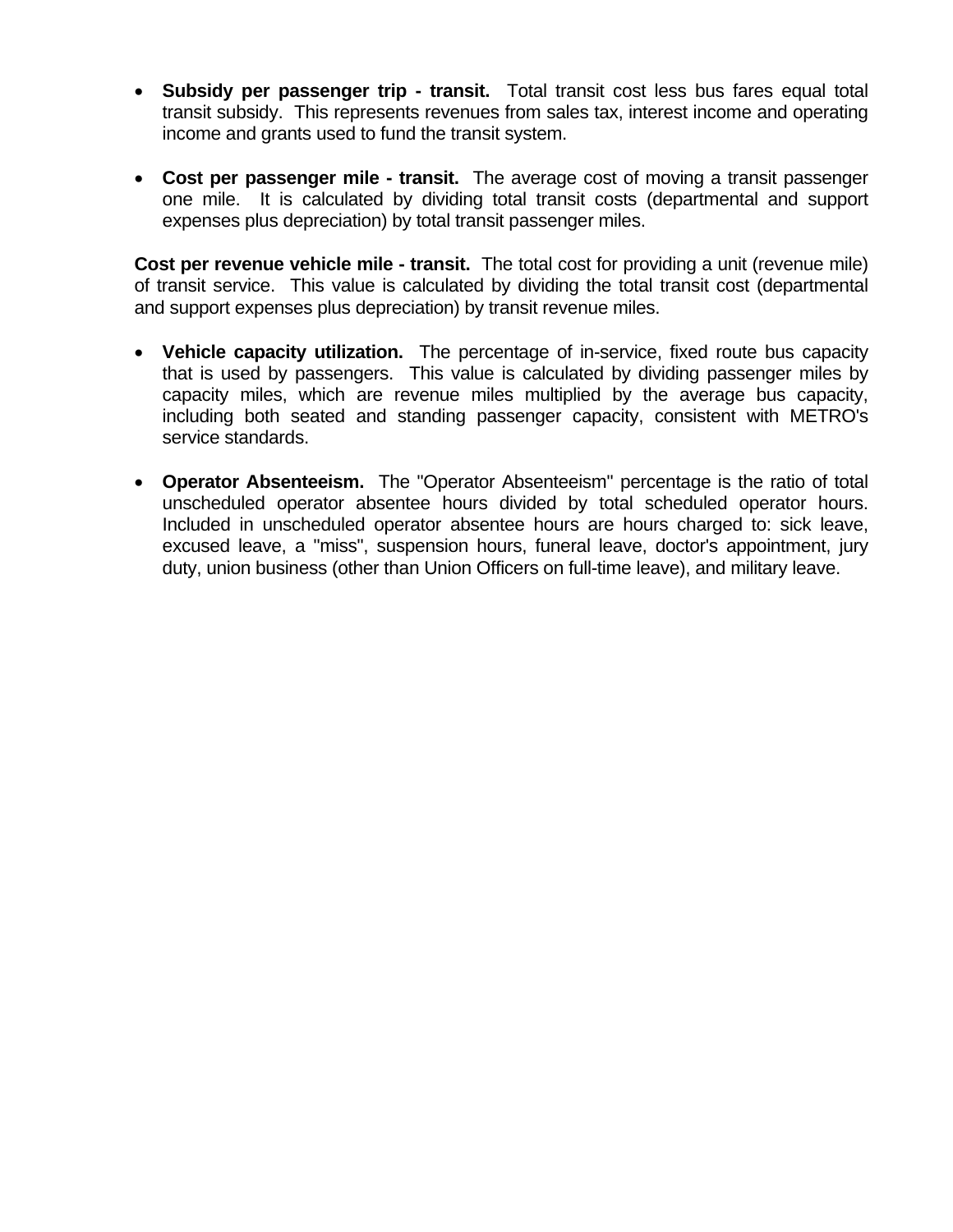- **Subsidy per passenger trip - transit.** Total transit cost less bus fares equal total transit subsidy. This represents revenues from sales tax, interest income and operating income and grants used to fund the transit system.

- **Cost per passenger mile - transit.** The average cost of moving a transit passenger one mile. It is calculated by dividing total transit costs (departmental and support expenses plus depreciation) by total transit passenger miles.

**Cost per revenue vehicle mile - transit.** The total cost for providing a unit (revenue mile) of transit service. This value is calculated by dividing the total transit cost (departmental and support expenses plus depreciation) by transit revenue miles.

- **Vehicle capacity utilization.** The percentage of in-service, fixed route bus capacity that is used by passengers. This value is calculated by dividing passenger miles by capacity miles, which are revenue miles multiplied by the average bus capacity, including both seated and standing passenger capacity, consistent with METRO's service standards.

- **Operator Absenteeism.** The "Operator Absenteeism" percentage is the ratio of total unscheduled operator absentee hours divided by total scheduled operator hours. Included in unscheduled operator absentee hours are hours charged to: sick leave, excused leave, a "miss", suspension hours, funeral leave, doctor's appointment, jury duty, union business (other than Union Officers on full-time leave), and military leave.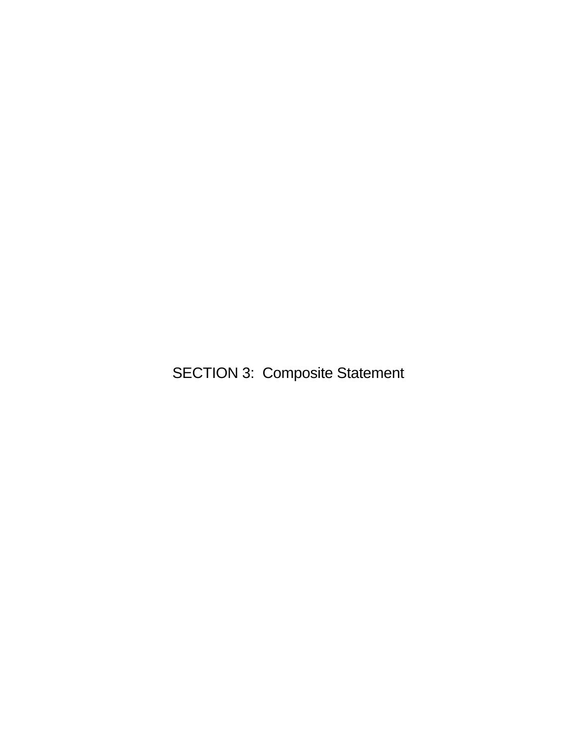# SECTION 3: Composite Statement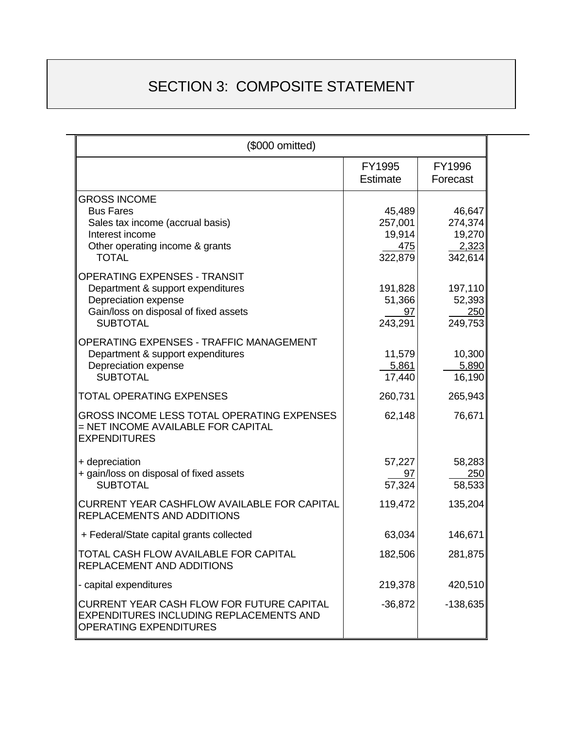# SECTION 3: COMPOSITE STATEMENT

| ($000 omitted) | | |
|---|---|---|
| | FY1995 Estimate | FY1996 Forecast |
| **GROSS INCOME** | | |
| Bus Fares | 45,489 | 46,647 |
| Sales tax income (accrual basis) | 257,001 | 274,374 |
| Interest income | 19,914 | 19,270 |
| Other operating income & grants | 475 | 2,323 |
| TOTAL | 322,879 | 342,614 |
| **OPERATING EXPENSES - TRANSIT** | | |
| Department & support expenditures | 191,828 | 197,110 |
| Depreciation expense | 51,366 | 52,393 |
| Gain/loss on disposal of fixed assets | 97 | 250 |
| SUBTOTAL | 243,291 | 249,753 |
| **OPERATING EXPENSES - TRAFFIC MANAGEMENT** | | |
| Department & support expenditures | 11,579 | 10,300 |
| Depreciation expense | 5,861 | 5,890 |
| SUBTOTAL | 17,440 | 16,190 |
| TOTAL OPERATING EXPENSES | 260,731 | 265,943 |
| GROSS INCOME LESS TOTAL OPERATING EXPENSES = NET INCOME AVAILABLE FOR CAPITAL EXPENDITURES | 62,148 | 76,671 |
| + depreciation | 57,227 | 58,283 |
| + gain/loss on disposal of fixed assets | 97 | 250 |
| SUBTOTAL | 57,324 | 58,533 |
| CURRENT YEAR CASHFLOW AVAILABLE FOR CAPITAL REPLACEMENTS AND ADDITIONS | 119,472 | 135,204 |
| + Federal/State capital grants collected | 63,034 | 146,671 |
| TOTAL CASH FLOW AVAILABLE FOR CAPITAL REPLACEMENT AND ADDITIONS | 182,506 | 281,875 |
| - capital expenditures | 219,378 | 420,510 |
| CURRENT YEAR CASH FLOW FOR FUTURE CAPITAL EXPENDITURES INCLUDING REPLACEMENTS AND OPERATING EXPENDITURES | -36,872 | -138,635 |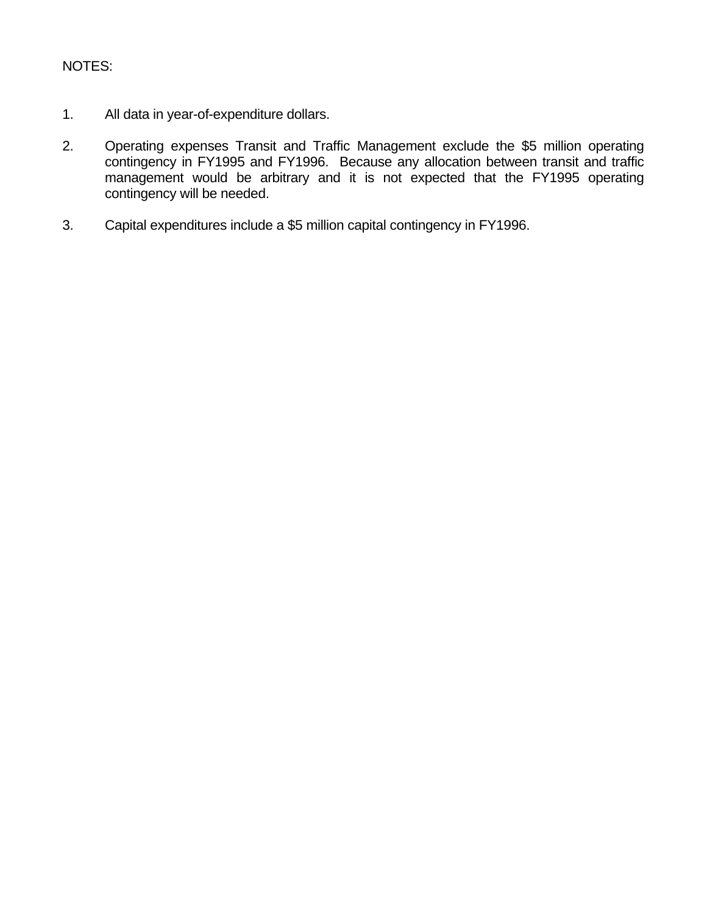NOTES:

1. All data in year-of-expenditure dollars.

2. Operating expenses Transit and Traffic Management exclude the $5 million operating contingency in FY1995 and FY1996. Because any allocation between transit and traffic management would be arbitrary and it is not expected that the FY1995 operating contingency will be needed.

3. Capital expenditures include a $5 million capital contingency in FY1996.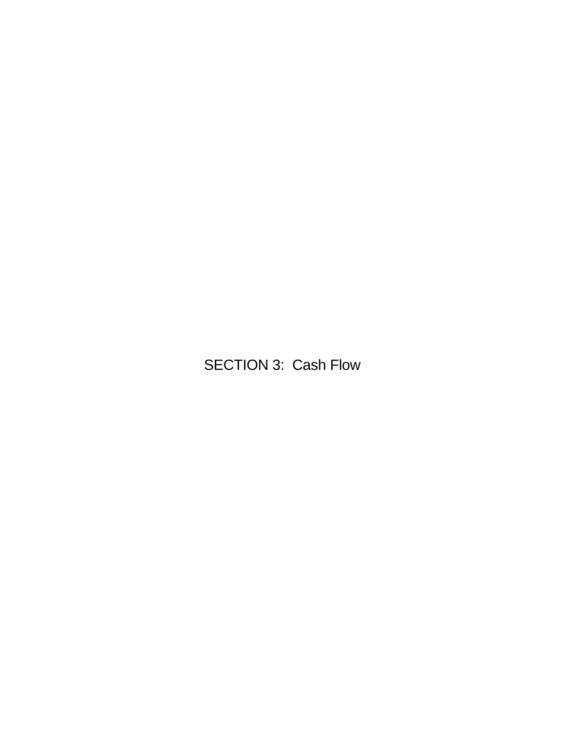# SECTION 3: Cash Flow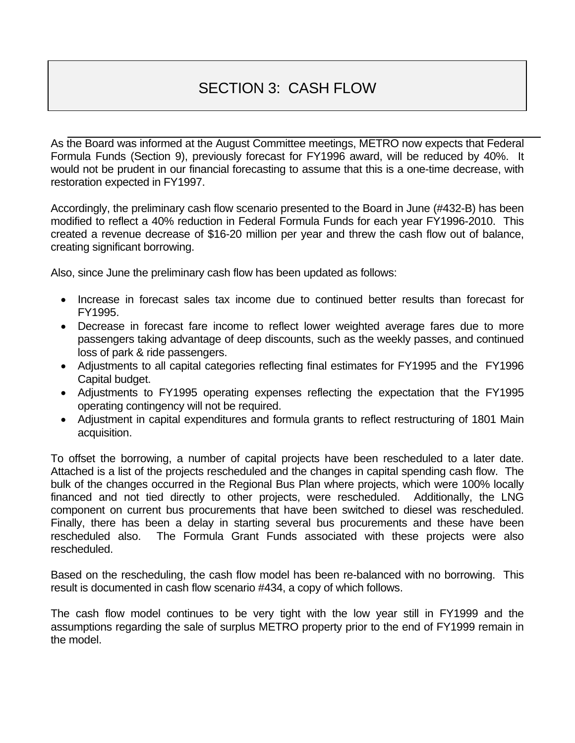# SECTION 3: CASH FLOW

As the Board was informed at the August Committee meetings, METRO now expects that Federal Formula Funds (Section 9), previously forecast for FY1996 award, will be reduced by 40%. It would not be prudent in our financial forecasting to assume that this is a one-time decrease, with restoration expected in FY1997.

Accordingly, the preliminary cash flow scenario presented to the Board in June (#432-B) has been modified to reflect a 40% reduction in Federal Formula Funds for each year FY1996-2010. This created a revenue decrease of $16-20 million per year and threw the cash flow out of balance, creating significant borrowing.

Also, since June the preliminary cash flow has been updated as follows:

- Increase in forecast sales tax income due to continued better results than forecast for FY1995.
- Decrease in forecast fare income to reflect lower weighted average fares due to more passengers taking advantage of deep discounts, such as the weekly passes, and continued loss of park & ride passengers.
- Adjustments to all capital categories reflecting final estimates for FY1995 and the FY1996 Capital budget.
- Adjustments to FY1995 operating expenses reflecting the expectation that the FY1995 operating contingency will not be required.
- Adjustment in capital expenditures and formula grants to reflect restructuring of 1801 Main acquisition.

To offset the borrowing, a number of capital projects have been rescheduled to a later date. Attached is a list of the projects rescheduled and the changes in capital spending cash flow. The bulk of the changes occurred in the Regional Bus Plan where projects, which were 100% locally financed and not tied directly to other projects, were rescheduled. Additionally, the LNG component on current bus procurements that have been switched to diesel was rescheduled. Finally, there has been a delay in starting several bus procurements and these have been rescheduled also. The Formula Grant Funds associated with these projects were also rescheduled.

Based on the rescheduling, the cash flow model has been re-balanced with no borrowing. This result is documented in cash flow scenario #434, a copy of which follows.

The cash flow model continues to be very tight with the low year still in FY1999 and the assumptions regarding the sale of surplus METRO property prior to the end of FY1999 remain in the model.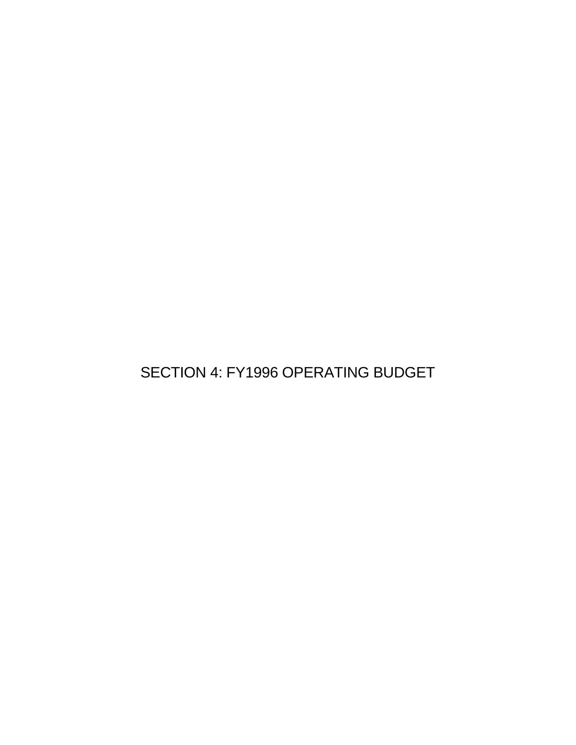# SECTION 4: FY1996 OPERATING BUDGET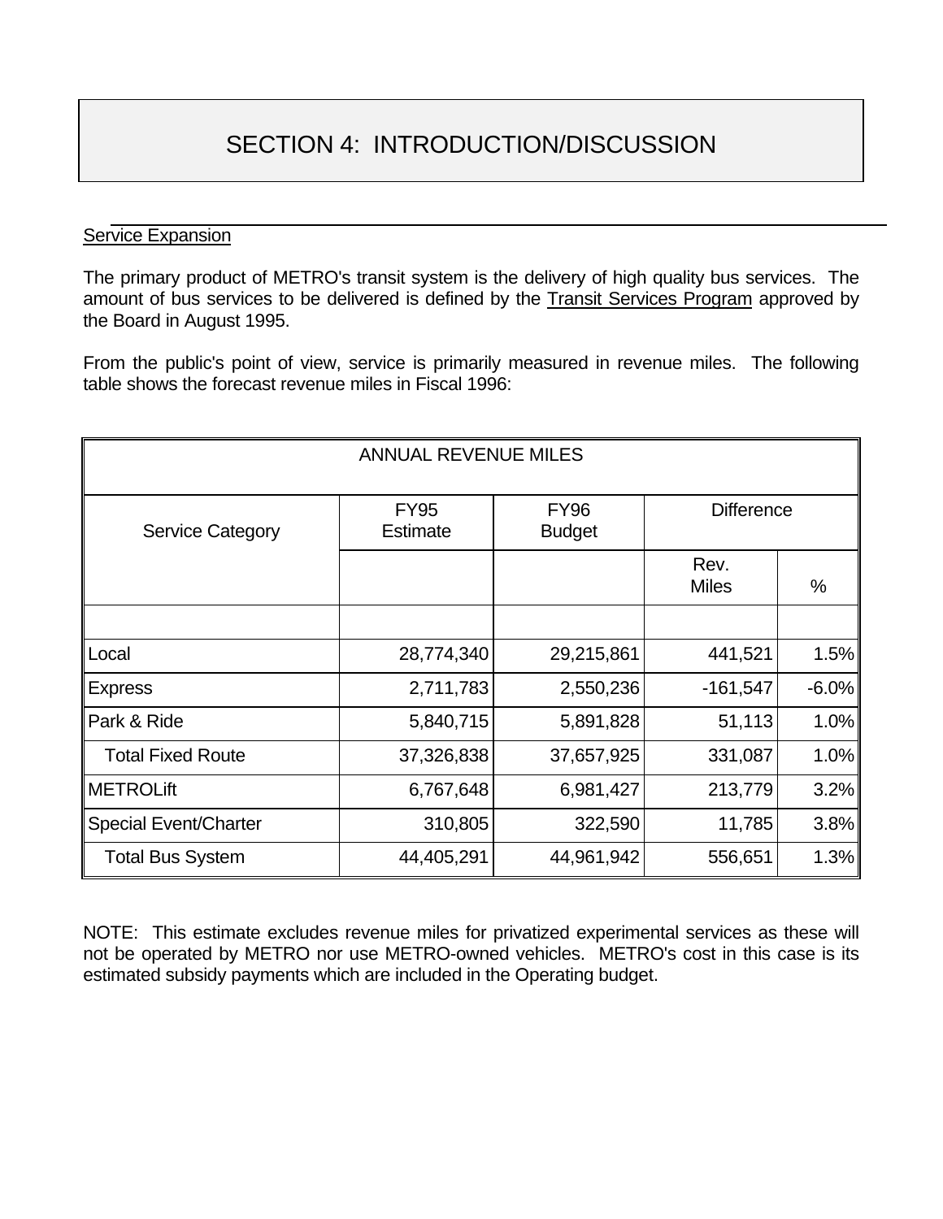# SECTION 4: INTRODUCTION/DISCUSSION

## Service Expansion

The primary product of METRO's transit system is the delivery of high quality bus services. The amount of bus services to be delivered is defined by the Transit Services Program approved by the Board in August 1995.

From the public's point of view, service is primarily measured in revenue miles. The following table shows the forecast revenue miles in Fiscal 1996:

| ANNUAL REVENUE MILES | | | | |
|---|---|---|---|---|
| Service Category | FY95 Estimate | FY96 Budget | Difference | |
| | | | Rev. Miles | % |
| Local | 28,774,340 | 29,215,861 | 441,521 | 1.5% |
| Express | 2,711,783 | 2,550,236 | -161,547 | -6.0% |
| Park & Ride | 5,840,715 | 5,891,828 | 51,113 | 1.0% |
| Total Fixed Route | 37,326,838 | 37,657,925 | 331,087 | 1.0% |
| METROLift | 6,767,648 | 6,981,427 | 213,779 | 3.2% |
| Special Event/Charter | 310,805 | 322,590 | 11,785 | 3.8% |
| Total Bus System | 44,405,291 | 44,961,942 | 556,651 | 1.3% |

NOTE: This estimate excludes revenue miles for privatized experimental services as these will not be operated by METRO nor use METRO-owned vehicles. METRO's cost in this case is its estimated subsidy payments which are included in the Operating budget.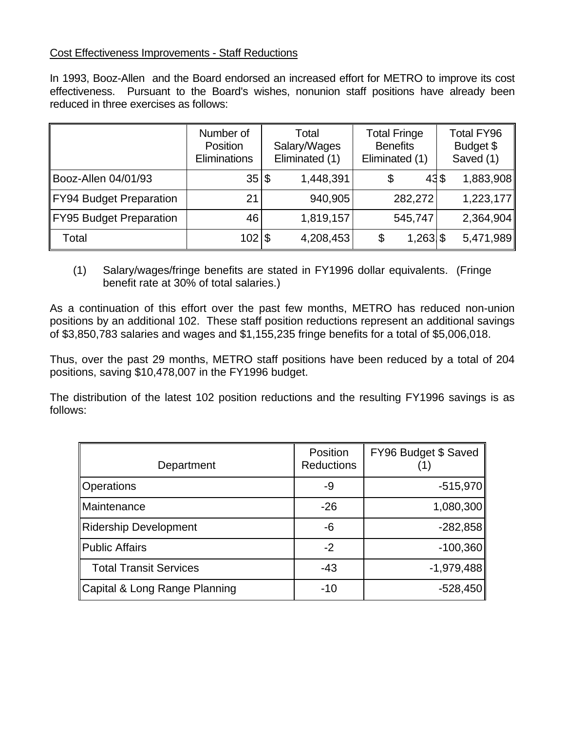Cost Effectiveness Improvements - Staff Reductions

In 1993, Booz-Allen and the Board endorsed an increased effort for METRO to improve its cost effectiveness. Pursuant to the Board's wishes, nonunion staff positions have already been reduced in three exercises as follows:

| | Number of Position Eliminations | Total Salary/Wages Eliminated (1) | Total Fringe Benefits Eliminated (1) | Total FY96 Budget $ Saved (1) |
|---|---|---|---|---|
| Booz-Allen 04/01/93 | 35 | $ 1,448,391 | $ 43 | $ 1,883,908 |
| FY94 Budget Preparation | 21 | 940,905 | 282,272 | 1,223,177 |
| FY95 Budget Preparation | 46 | 1,819,157 | 545,747 | 2,364,904 |
| Total | 102 | $ 4,208,453 | $ 1,263 | $ 5,471,989 |

(1) Salary/wages/fringe benefits are stated in FY1996 dollar equivalents. (Fringe benefit rate at 30% of total salaries.)

As a continuation of this effort over the past few months, METRO has reduced non-union positions by an additional 102. These staff position reductions represent an additional savings of $3,850,783 salaries and wages and $1,155,235 fringe benefits for a total of $5,006,018.

Thus, over the past 29 months, METRO staff positions have been reduced by a total of 204 positions, saving $10,478,007 in the FY1996 budget.

The distribution of the latest 102 position reductions and the resulting FY1996 savings is as follows:

| Department | Position Reductions | FY96 Budget $ Saved (1) |
|---|---|---|
| Operations | -9 | -515,970 |
| Maintenance | -26 | 1,080,300 |
| Ridership Development | -6 | -282,858 |
| Public Affairs | -2 | -100,360 |
| Total Transit Services | -43 | -1,979,488 |
| Capital & Long Range Planning | -10 | -528,450 |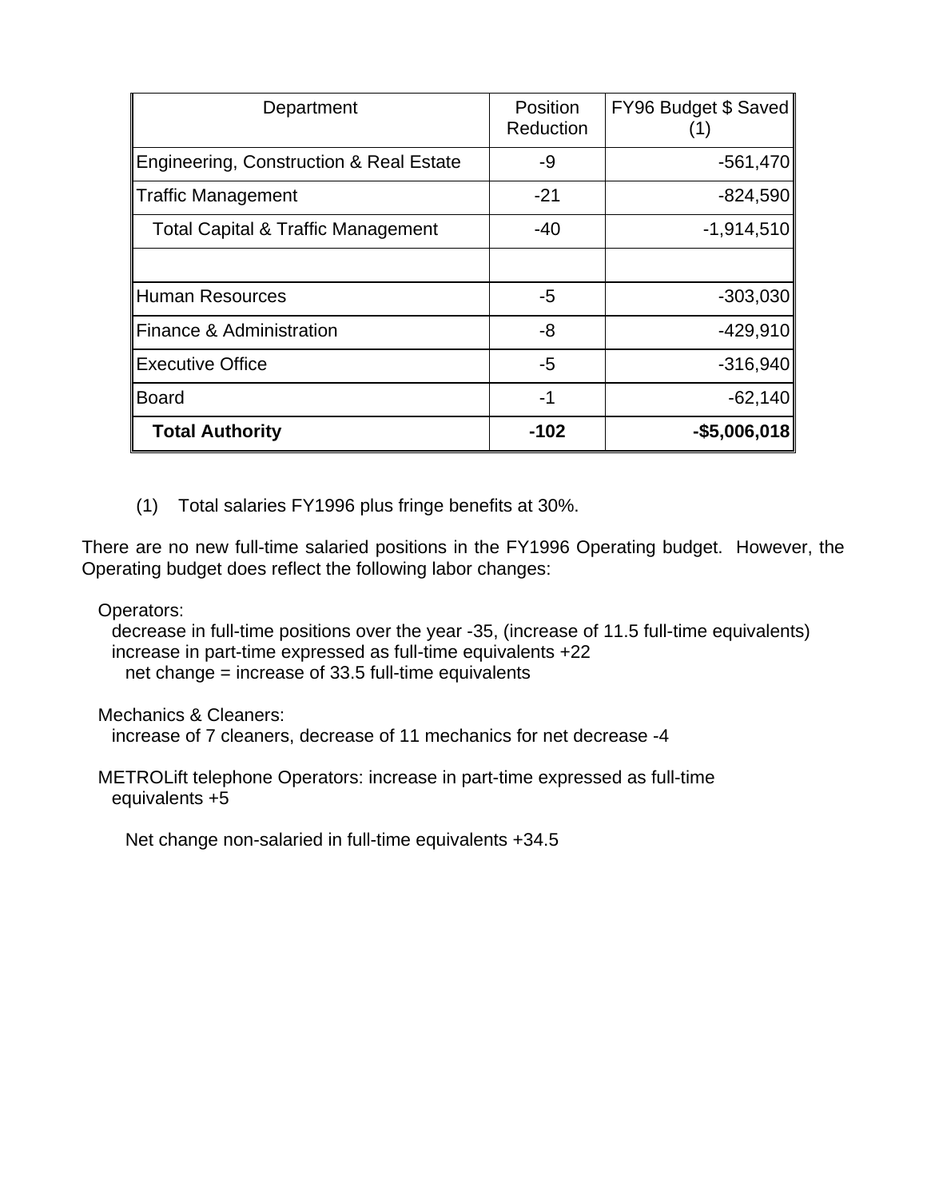| Department | Position Reduction | FY96 Budget $ Saved (1) |
|---|---|---|
| Engineering, Construction & Real Estate | -9 | -561,470 |
| Traffic Management | -21 | -824,590 |
| Total Capital & Traffic Management | -40 | -1,914,510 |
| | | |
| Human Resources | -5 | -303,030 |
| Finance & Administration | -8 | -429,910 |
| Executive Office | -5 | -316,940 |
| Board | -1 | -62,140 |
| **Total Authority** | **-102** | **-$5,006,018** |

(1) Total salaries FY1996 plus fringe benefits at 30%.

There are no new full-time salaried positions in the FY1996 Operating budget. However, the Operating budget does reflect the following labor changes:

Operators:
decrease in full-time positions over the year -35, (increase of 11.5 full-time equivalents)
increase in part-time expressed as full-time equivalents +22
net change = increase of 33.5 full-time equivalents

Mechanics & Cleaners:
increase of 7 cleaners, decrease of 11 mechanics for net decrease -4

METROLift telephone Operators: increase in part-time expressed as full-time equivalents +5

Net change non-salaried in full-time equivalents +34.5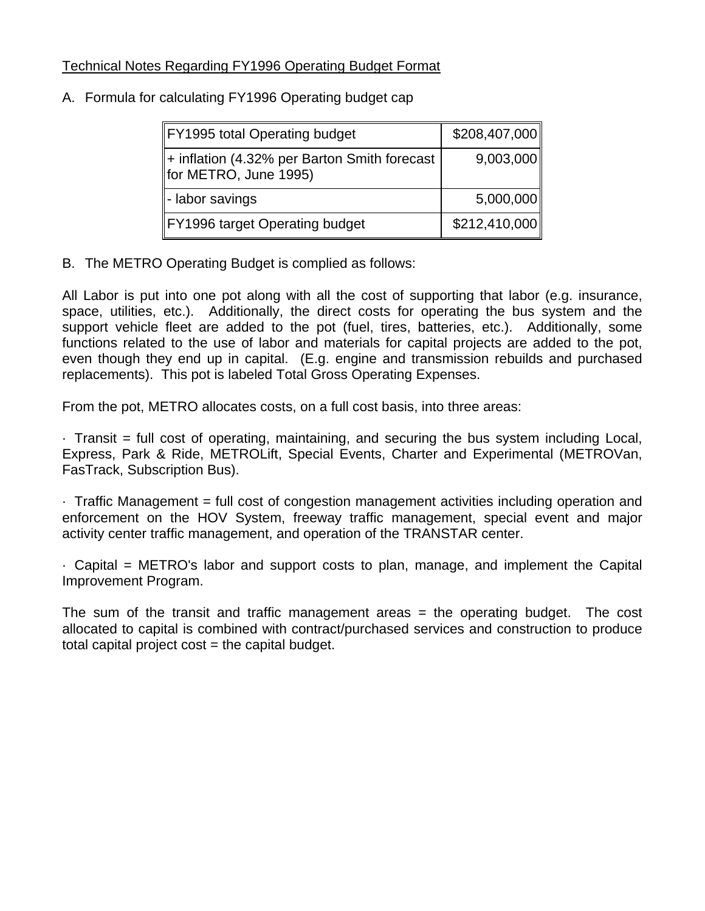<u>Technical Notes Regarding FY1996 Operating Budget Format</u>

A. Formula for calculating FY1996 Operating budget cap

| FY1995 total Operating budget | $208,407,000 |
|---|---|
| + inflation (4.32% per Barton Smith forecast for METRO, June 1995) | 9,003,000 |
| - labor savings | 5,000,000 |
| FY1996 target Operating budget | $212,410,000 |

B. The METRO Operating Budget is complied as follows:

All Labor is put into one pot along with all the cost of supporting that labor (e.g. insurance, space, utilities, etc.). Additionally, the direct costs for operating the bus system and the support vehicle fleet are added to the pot (fuel, tires, batteries, etc.). Additionally, some functions related to the use of labor and materials for capital projects are added to the pot, even though they end up in capital. (E.g. engine and transmission rebuilds and purchased replacements). This pot is labeled Total Gross Operating Expenses.

From the pot, METRO allocates costs, on a full cost basis, into three areas:

· Transit = full cost of operating, maintaining, and securing the bus system including Local, Express, Park & Ride, METROLift, Special Events, Charter and Experimental (METROVan, FasTrack, Subscription Bus).

· Traffic Management = full cost of congestion management activities including operation and enforcement on the HOV System, freeway traffic management, special event and major activity center traffic management, and operation of the TRANSTAR center.

· Capital = METRO's labor and support costs to plan, manage, and implement the Capital Improvement Program.

The sum of the transit and traffic management areas = the operating budget. The cost allocated to capital is combined with contract/purchased services and construction to produce total capital project cost = the capital budget.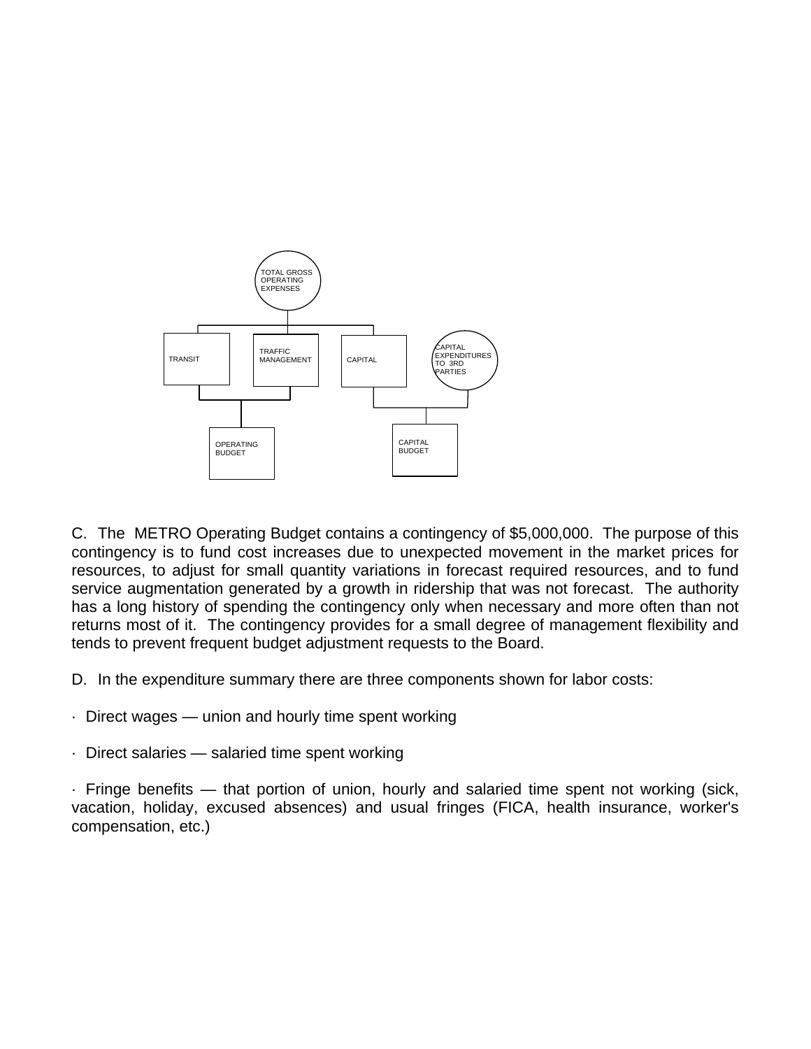TOTAL GROSS OPERATING EXPENSES

TRANSIT | TRAFFIC MANAGEMENT | CAPITAL | CAPITAL EXPENDITURES TO 3RD PARTIES

OPERATING BUDGET | CAPITAL BUDGET

C. The METRO Operating Budget contains a contingency of $5,000,000. The purpose of this contingency is to fund cost increases due to unexpected movement in the market prices for resources, to adjust for small quantity variations in forecast required resources, and to fund service augmentation generated by a growth in ridership that was not forecast. The authority has a long history of spending the contingency only when necessary and more often than not returns most of it. The contingency provides for a small degree of management flexibility and tends to prevent frequent budget adjustment requests to the Board.

D. In the expenditure summary there are three components shown for labor costs:

· Direct wages — union and hourly time spent working

· Direct salaries — salaried time spent working

· Fringe benefits — that portion of union, hourly and salaried time spent not working (sick, vacation, holiday, excused absences) and usual fringes (FICA, health insurance, worker's compensation, etc.)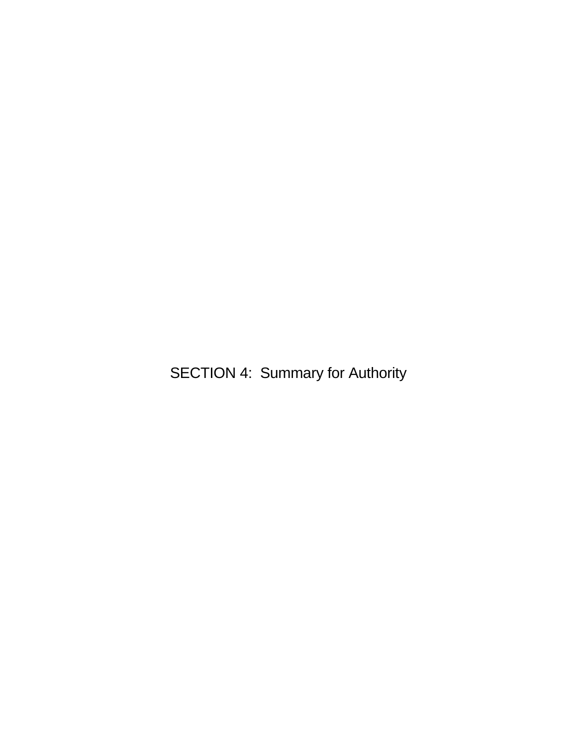# SECTION 4: Summary for Authority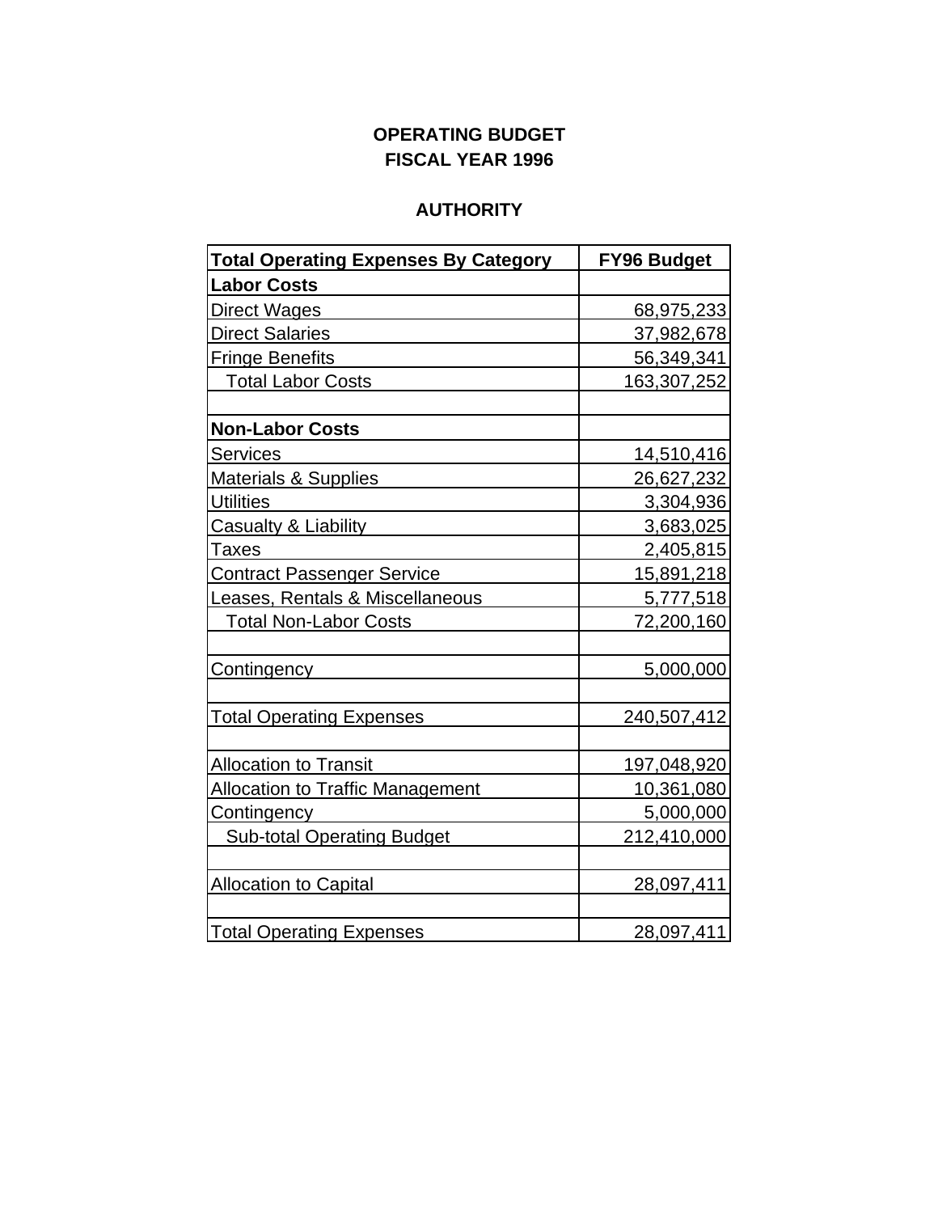# OPERATING BUDGET
# FISCAL YEAR 1996

## AUTHORITY

| Total Operating Expenses By Category | FY96 Budget |
|---|---|
| **Labor Costs** | |
| Direct Wages | 68,975,233 |
| Direct Salaries | 37,982,678 |
| Fringe Benefits | 56,349,341 |
| Total Labor Costs | 163,307,252 |
| | |
| **Non-Labor Costs** | |
| Services | 14,510,416 |
| Materials & Supplies | 26,627,232 |
| Utilities | 3,304,936 |
| Casualty & Liability | 3,683,025 |
| Taxes | 2,405,815 |
| Contract Passenger Service | 15,891,218 |
| Leases, Rentals & Miscellaneous | 5,777,518 |
| Total Non-Labor Costs | 72,200,160 |
| | |
| Contingency | 5,000,000 |
| | |
| Total Operating Expenses | 240,507,412 |
| | |
| Allocation to Transit | 197,048,920 |
| Allocation to Traffic Management | 10,361,080 |
| Contingency | 5,000,000 |
| Sub-total Operating Budget | 212,410,000 |
| | |
| Allocation to Capital | 28,097,411 |
| | |
| Total Operating Expenses | 28,097,411 |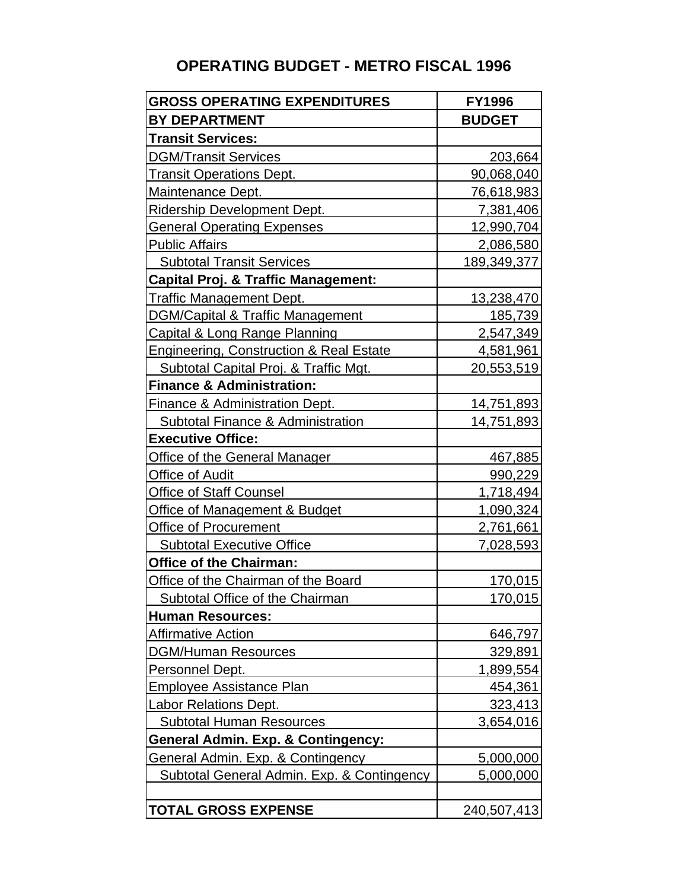# OPERATING BUDGET - METRO FISCAL 1996

| GROSS OPERATING EXPENDITURES | FY1996 |
|---|---|
| **BY DEPARTMENT** | **BUDGET** |
| **Transit Services:** | |
| DGM/Transit Services | 203,664 |
| Transit Operations Dept. | 90,068,040 |
| Maintenance Dept. | 76,618,983 |
| Ridership Development Dept. | 7,381,406 |
| General Operating Expenses | 12,990,704 |
| Public Affairs | 2,086,580 |
| Subtotal Transit Services | 189,349,377 |
| **Capital Proj. & Traffic Management:** | |
| Traffic Management Dept. | 13,238,470 |
| DGM/Capital & Traffic Management | 185,739 |
| Capital & Long Range Planning | 2,547,349 |
| Engineering, Construction & Real Estate | 4,581,961 |
| Subtotal Capital Proj. & Traffic Mgt. | 20,553,519 |
| **Finance & Administration:** | |
| Finance & Administration Dept. | 14,751,893 |
| Subtotal Finance & Administration | 14,751,893 |
| **Executive Office:** | |
| Office of the General Manager | 467,885 |
| Office of Audit | 990,229 |
| Office of Staff Counsel | 1,718,494 |
| Office of Management & Budget | 1,090,324 |
| Office of Procurement | 2,761,661 |
| Subtotal Executive Office | 7,028,593 |
| **Office of the Chairman:** | |
| Office of the Chairman of the Board | 170,015 |
| Subtotal Office of the Chairman | 170,015 |
| **Human Resources:** | |
| Affirmative Action | 646,797 |
| DGM/Human Resources | 329,891 |
| Personnel Dept. | 1,899,554 |
| Employee Assistance Plan | 454,361 |
| Labor Relations Dept. | 323,413 |
| Subtotal Human Resources | 3,654,016 |
| **General Admin. Exp. & Contingency:** | |
| General Admin. Exp. & Contingency | 5,000,000 |
| Subtotal General Admin. Exp. & Contingency | 5,000,000 |
| | |
| **TOTAL GROSS EXPENSE** | 240,507,413 |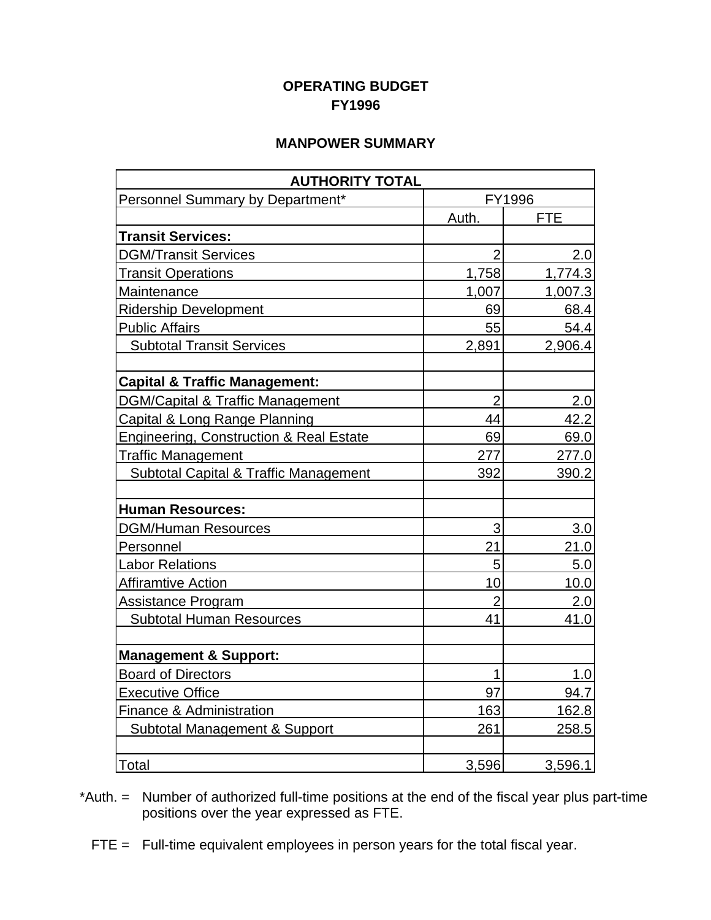**OPERATING BUDGET**
**FY1996**

**MANPOWER SUMMARY**

| AUTHORITY TOTAL | | |
|---|---|---|
| Personnel Summary by Department* | FY1996 | |
| | Auth. | FTE |
| **Transit Services:** | | |
| DGM/Transit Services | 2 | 2.0 |
| Transit Operations | 1,758 | 1,774.3 |
| Maintenance | 1,007 | 1,007.3 |
| Ridership Development | 69 | 68.4 |
| Public Affairs | 55 | 54.4 |
| Subtotal Transit Services | 2,891 | 2,906.4 |
| | | |
| **Capital & Traffic Management:** | | |
| DGM/Capital & Traffic Management | 2 | 2.0 |
| Capital & Long Range Planning | 44 | 42.2 |
| Engineering, Construction & Real Estate | 69 | 69.0 |
| Traffic Management | 277 | 277.0 |
| Subtotal Capital & Traffic Management | 392 | 390.2 |
| | | |
| **Human Resources:** | | |
| DGM/Human Resources | 3 | 3.0 |
| Personnel | 21 | 21.0 |
| Labor Relations | 5 | 5.0 |
| Affiramtive Action | 10 | 10.0 |
| Assistance Program | 2 | 2.0 |
| Subtotal Human Resources | 41 | 41.0 |
| | | |
| **Management & Support:** | | |
| Board of Directors | 1 | 1.0 |
| Executive Office | 97 | 94.7 |
| Finance & Administration | 163 | 162.8 |
| Subtotal Management & Support | 261 | 258.5 |
| | | |
| Total | 3,596 | 3,596.1 |

*Auth. = Number of authorized full-time positions at the end of the fiscal year plus part-time positions over the year expressed as FTE.

FTE = Full-time equivalent employees in person years for the total fiscal year.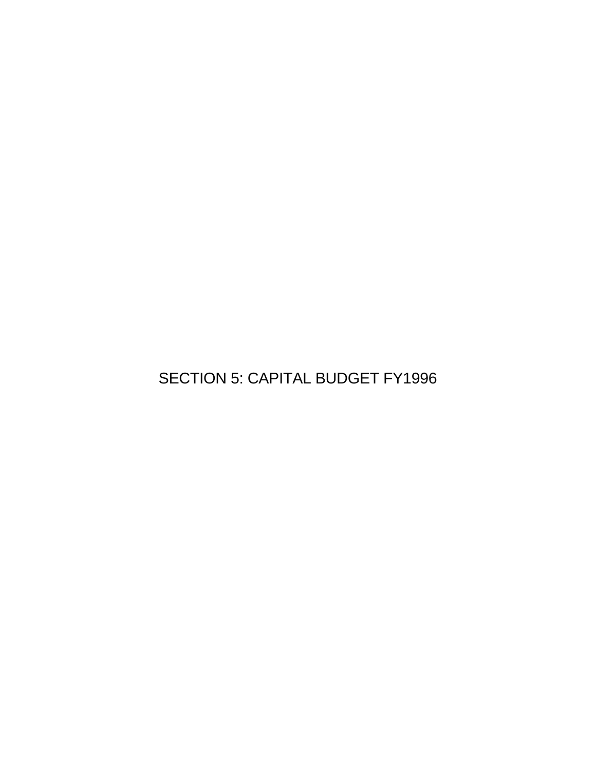# SECTION 5: CAPITAL BUDGET FY1996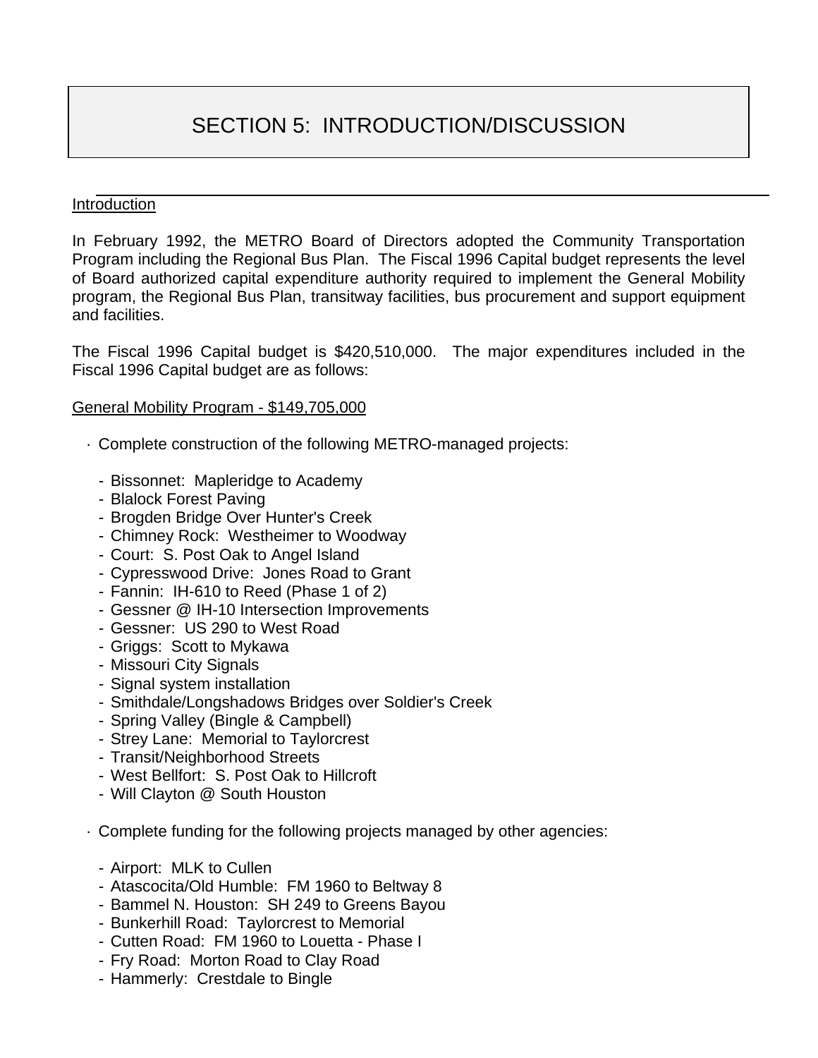# SECTION 5: INTRODUCTION/DISCUSSION

## Introduction

In February 1992, the METRO Board of Directors adopted the Community Transportation Program including the Regional Bus Plan. The Fiscal 1996 Capital budget represents the level of Board authorized capital expenditure authority required to implement the General Mobility program, the Regional Bus Plan, transitway facilities, bus procurement and support equipment and facilities.

The Fiscal 1996 Capital budget is $420,510,000. The major expenditures included in the Fiscal 1996 Capital budget are as follows:

### General Mobility Program - $149,705,000

- Complete construction of the following METRO-managed projects:
  - Bissonnet: Mapleridge to Academy
  - Blalock Forest Paving
  - Brogden Bridge Over Hunter's Creek
  - Chimney Rock: Westheimer to Woodway
  - Court: S. Post Oak to Angel Island
  - Cypresswood Drive: Jones Road to Grant
  - Fannin: IH-610 to Reed (Phase 1 of 2)
  - Gessner @ IH-10 Intersection Improvements
  - Gessner: US 290 to West Road
  - Griggs: Scott to Mykawa
  - Missouri City Signals
  - Signal system installation
  - Smithdale/Longshadows Bridges over Soldier's Creek
  - Spring Valley (Bingle & Campbell)
  - Strey Lane: Memorial to Taylorcrest
  - Transit/Neighborhood Streets
  - West Bellfort: S. Post Oak to Hillcroft
  - Will Clayton @ South Houston

- Complete funding for the following projects managed by other agencies:
  - Airport: MLK to Cullen
  - Atascocita/Old Humble: FM 1960 to Beltway 8
  - Bammel N. Houston: SH 249 to Greens Bayou
  - Bunkerhill Road: Taylorcrest to Memorial
  - Cutten Road: FM 1960 to Louetta - Phase I
  - Fry Road: Morton Road to Clay Road
  - Hammerly: Crestdale to Bingle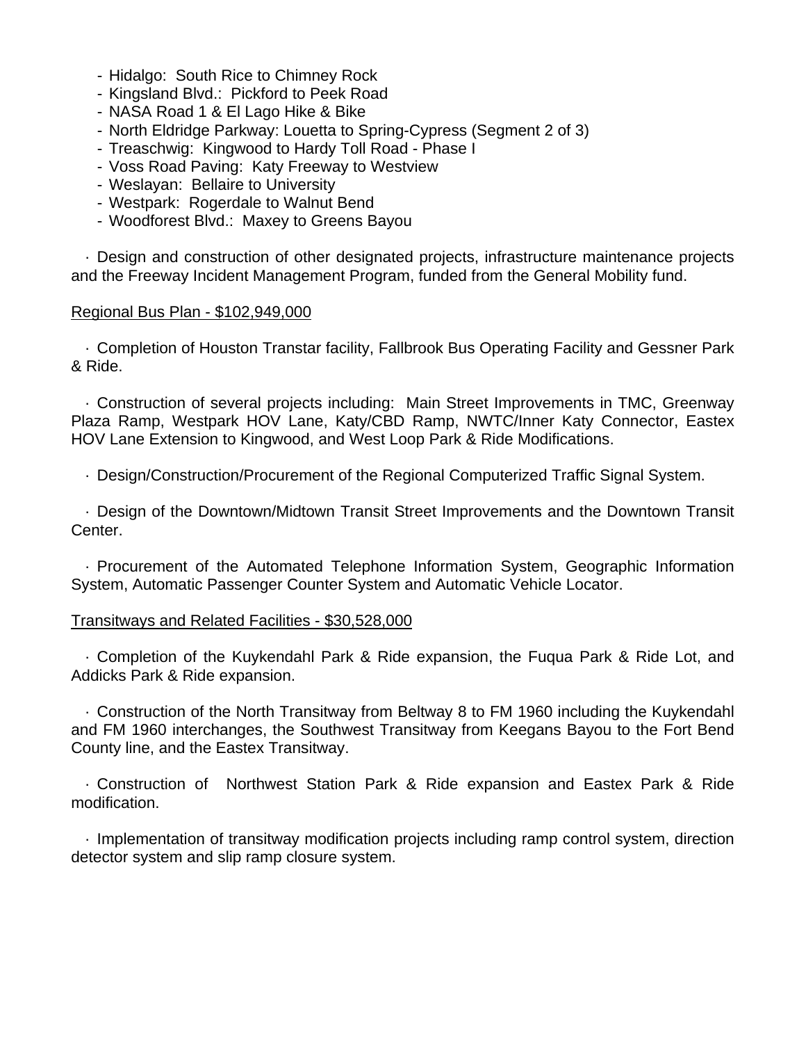- Hidalgo:  South Rice to Chimney Rock
- Kingsland Blvd.:  Pickford to Peek Road
- NASA Road 1 & El Lago Hike & Bike
- North Eldridge Parkway: Louetta to Spring-Cypress (Segment 2 of 3)
- Treaschwig:  Kingwood to Hardy Toll Road - Phase I
- Voss Road Paving:  Katy Freeway to Westview
- Weslayan:  Bellaire to University
- Westpark:  Rogerdale to Walnut Bend
- Woodforest Blvd.:  Maxey to Greens Bayou

· Design and construction of other designated projects, infrastructure maintenance projects and the Freeway Incident Management Program, funded from the General Mobility fund.

<u>Regional Bus Plan - $102,949,000</u>

· Completion of Houston Transtar facility, Fallbrook Bus Operating Facility and Gessner Park & Ride.

· Construction of several projects including:  Main Street Improvements in TMC, Greenway Plaza Ramp, Westpark HOV Lane, Katy/CBD Ramp, NWTC/Inner Katy Connector, Eastex HOV Lane Extension to Kingwood, and West Loop Park & Ride Modifications.

· Design/Construction/Procurement of the Regional Computerized Traffic Signal System.

· Design of the Downtown/Midtown Transit Street Improvements and the Downtown Transit Center.

· Procurement of the Automated Telephone Information System, Geographic Information System, Automatic Passenger Counter System and Automatic Vehicle Locator.

<u>Transitways and Related Facilities - $30,528,000</u>

· Completion of the Kuykendahl Park & Ride expansion, the Fuqua Park & Ride Lot, and Addicks Park & Ride expansion.

· Construction of the North Transitway from Beltway 8 to FM 1960 including the Kuykendahl and FM 1960 interchanges, the Southwest Transitway from Keegans Bayou to the Fort Bend County line, and the Eastex Transitway.

· Construction of  Northwest Station Park & Ride expansion and Eastex Park & Ride modification.

· Implementation of transitway modification projects including ramp control system, direction detector system and slip ramp closure system.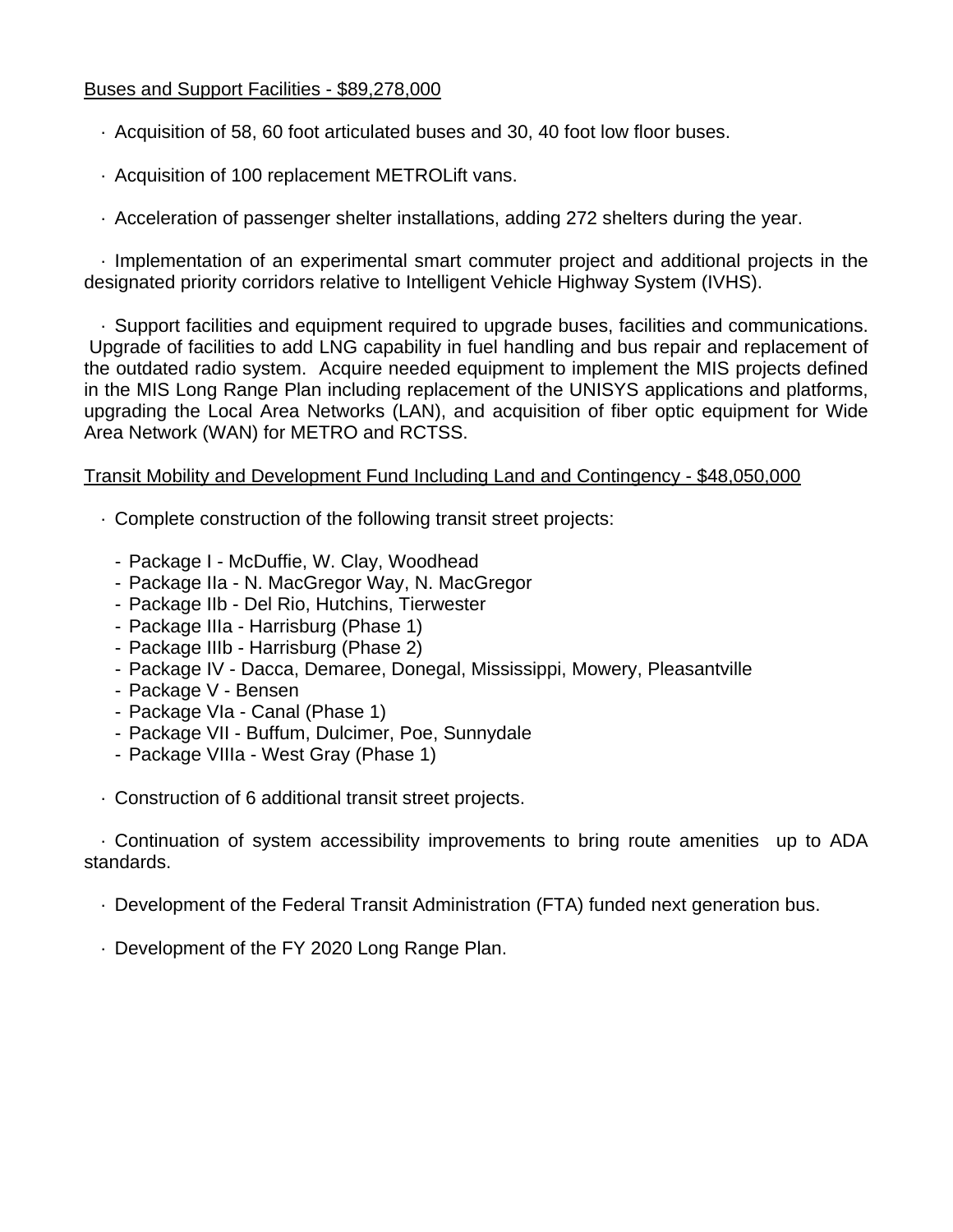Buses and Support Facilities - $89,278,000

- Acquisition of 58, 60 foot articulated buses and 30, 40 foot low floor buses.

- Acquisition of 100 replacement METROLift vans.

- Acceleration of passenger shelter installations, adding 272 shelters during the year.

- Implementation of an experimental smart commuter project and additional projects in the designated priority corridors relative to Intelligent Vehicle Highway System (IVHS).

- Support facilities and equipment required to upgrade buses, facilities and communications. Upgrade of facilities to add LNG capability in fuel handling and bus repair and replacement of the outdated radio system. Acquire needed equipment to implement the MIS projects defined in the MIS Long Range Plan including replacement of the UNISYS applications and platforms, upgrading the Local Area Networks (LAN), and acquisition of fiber optic equipment for Wide Area Network (WAN) for METRO and RCTSS.

Transit Mobility and Development Fund Including Land and Contingency - $48,050,000

- Complete construction of the following transit street projects:

  - Package I - McDuffie, W. Clay, Woodhead
  - Package IIa - N. MacGregor Way, N. MacGregor
  - Package IIb - Del Rio, Hutchins, Tierwester
  - Package IIIa - Harrisburg (Phase 1)
  - Package IIIb - Harrisburg (Phase 2)
  - Package IV - Dacca, Demaree, Donegal, Mississippi, Mowery, Pleasantville
  - Package V - Bensen
  - Package VIa - Canal (Phase 1)
  - Package VII - Buffum, Dulcimer, Poe, Sunnydale
  - Package VIIIa - West Gray (Phase 1)

- Construction of 6 additional transit street projects.

- Continuation of system accessibility improvements to bring route amenities up to ADA standards.

- Development of the Federal Transit Administration (FTA) funded next generation bus.

- Development of the FY 2020 Long Range Plan.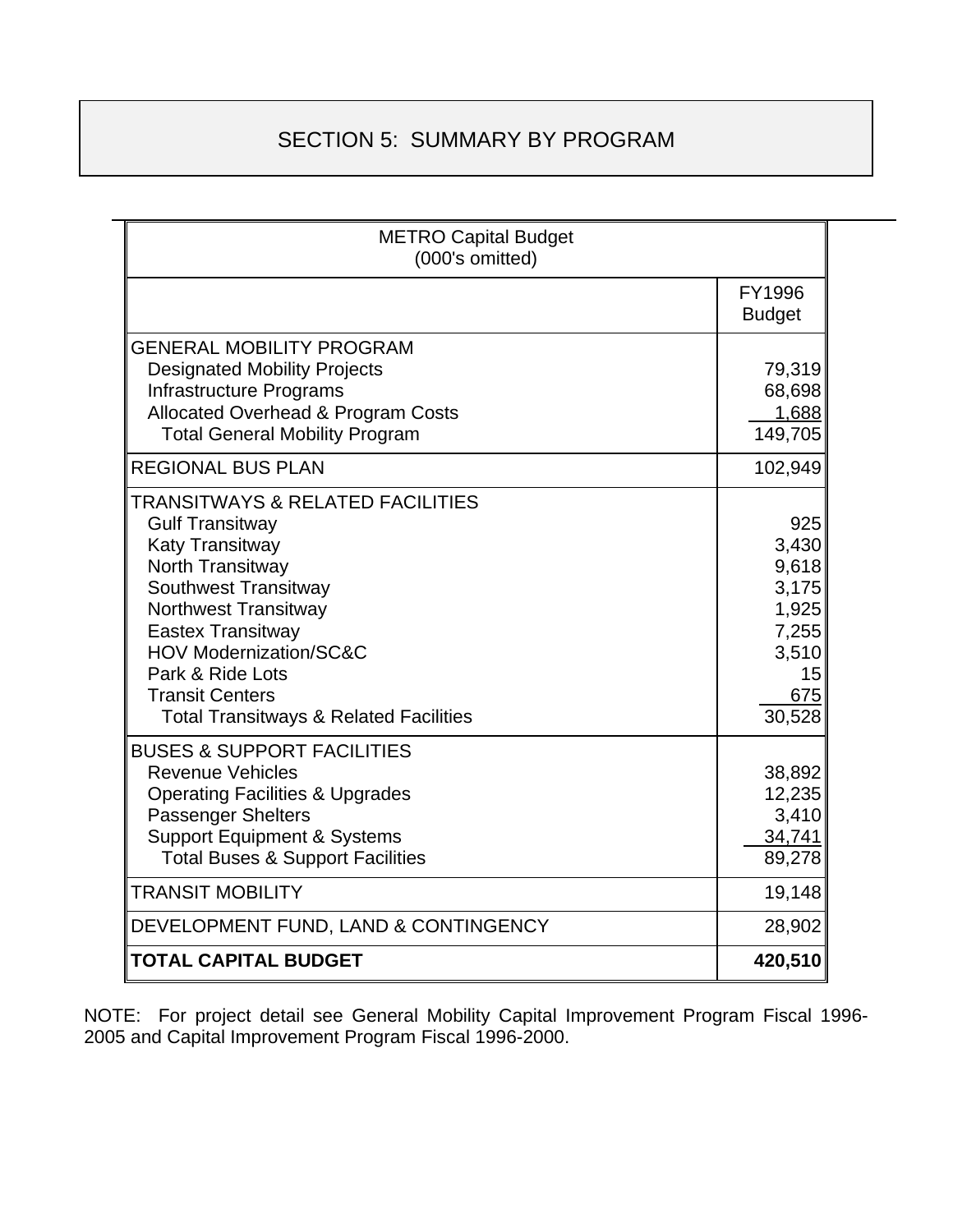# SECTION 5: SUMMARY BY PROGRAM

| METRO Capital Budget (000's omitted) | |
|---|---|
| | FY1996 Budget |
| **GENERAL MOBILITY PROGRAM** | |
| Designated Mobility Projects | 79,319 |
| Infrastructure Programs | 68,698 |
| Allocated Overhead & Program Costs | 1,688 |
| Total General Mobility Program | 149,705 |
| **REGIONAL BUS PLAN** | 102,949 |
| **TRANSITWAYS & RELATED FACILITIES** | |
| Gulf Transitway | 925 |
| Katy Transitway | 3,430 |
| North Transitway | 9,618 |
| Southwest Transitway | 3,175 |
| Northwest Transitway | 1,925 |
| Eastex Transitway | 7,255 |
| HOV Modernization/SC&C | 3,510 |
| Park & Ride Lots | 15 |
| Transit Centers | 675 |
| Total Transitways & Related Facilities | 30,528 |
| **BUSES & SUPPORT FACILITIES** | |
| Revenue Vehicles | 38,892 |
| Operating Facilities & Upgrades | 12,235 |
| Passenger Shelters | 3,410 |
| Support Equipment & Systems | 34,741 |
| Total Buses & Support Facilities | 89,278 |
| **TRANSIT MOBILITY** | 19,148 |
| **DEVELOPMENT FUND, LAND & CONTINGENCY** | 28,902 |
| **TOTAL CAPITAL BUDGET** | **420,510** |

NOTE: For project detail see General Mobility Capital Improvement Program Fiscal 1996-2005 and Capital Improvement Program Fiscal 1996-2000.